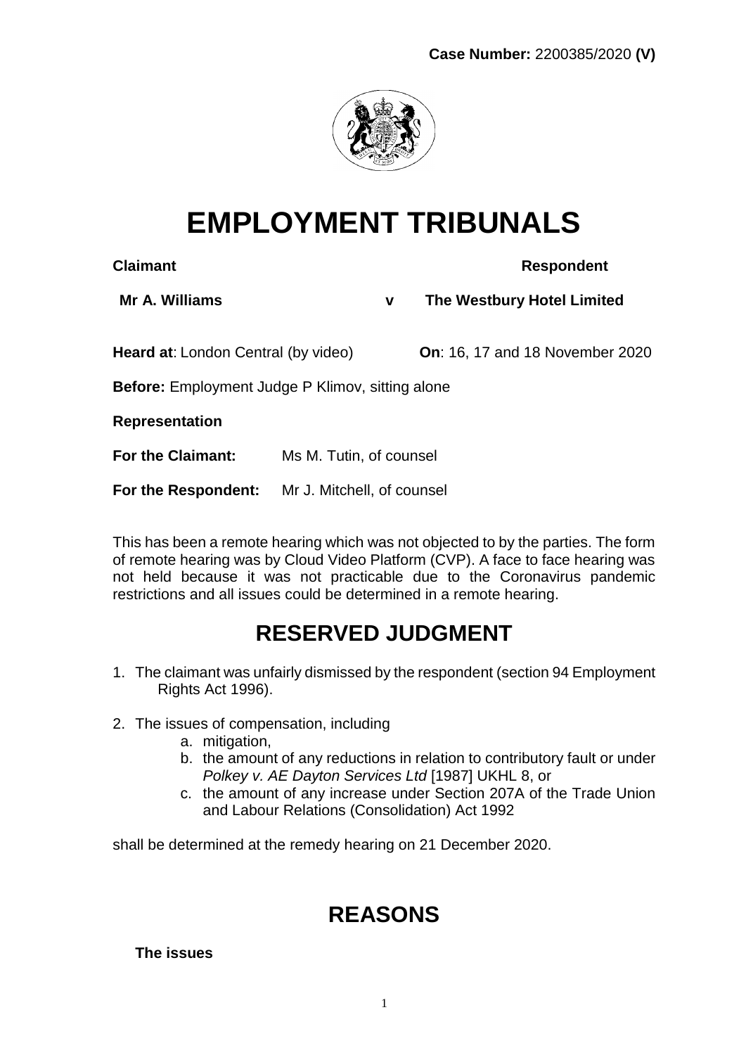**Case Number:** 2200385/2020 **(V)**

# EMPLOYMENT TRIBUNALS

| **Claimant** | | **Respondent** |
|---|---|---|
| **Mr A. Williams** | **v** | **The Westbury Hotel Limited** |

**Heard at**: London Central (by video) **On**: 16, 17 and 18 November 2020

**Before:** Employment Judge P Klimov, sitting alone

**Representation**

**For the Claimant:** Ms M. Tutin, of counsel

**For the Respondent:** Mr J. Mitchell, of counsel

This has been a remote hearing which was not objected to by the parties. The form of remote hearing was by Cloud Video Platform (CVP). A face to face hearing was not held because it was not practicable due to the Coronavirus pandemic restrictions and all issues could be determined in a remote hearing.

## RESERVED JUDGMENT

1. The claimant was unfairly dismissed by the respondent (section 94 Employment Rights Act 1996).

2. The issues of compensation, including
   a. mitigation,
   b. the amount of any reductions in relation to contributory fault or under *Polkey v. AE Dayton Services Ltd* [1987] UKHL 8, or
   c. the amount of any increase under Section 207A of the Trade Union and Labour Relations (Consolidation) Act 1992

shall be determined at the remedy hearing on 21 December 2020.

## REASONS

### The issues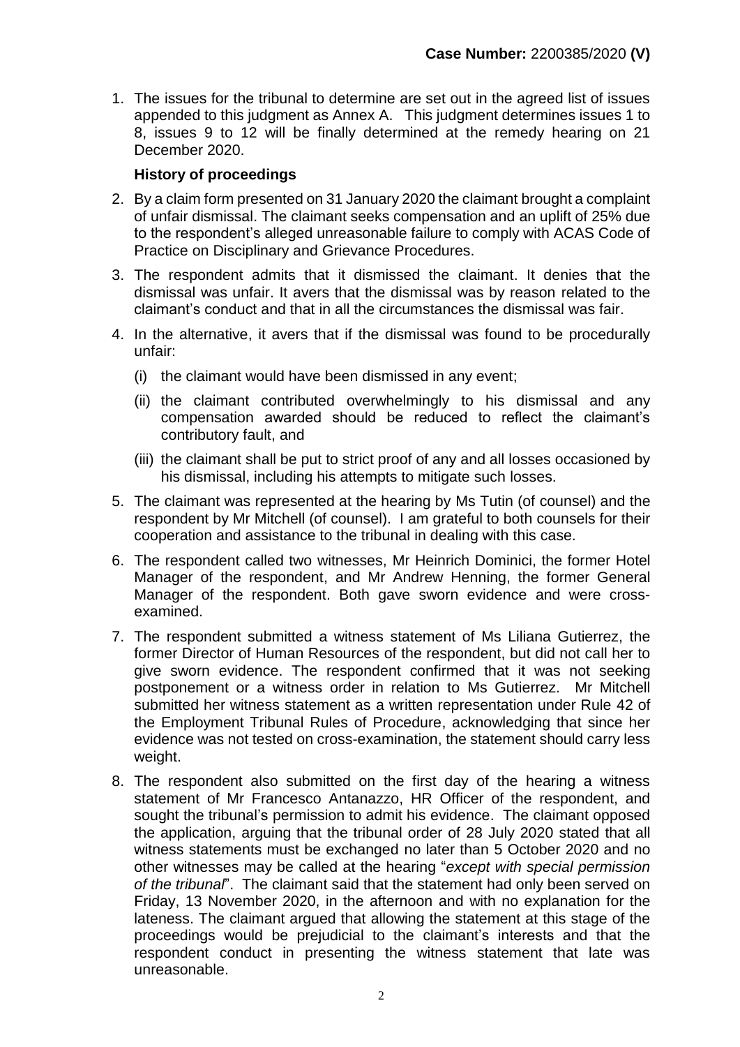1. The issues for the tribunal to determine are set out in the agreed list of issues appended to this judgment as Annex A. This judgment determines issues 1 to 8, issues 9 to 12 will be finally determined at the remedy hearing on 21 December 2020.

**History of proceedings**

2. By a claim form presented on 31 January 2020 the claimant brought a complaint of unfair dismissal. The claimant seeks compensation and an uplift of 25% due to the respondent's alleged unreasonable failure to comply with ACAS Code of Practice on Disciplinary and Grievance Procedures.

3. The respondent admits that it dismissed the claimant. It denies that the dismissal was unfair. It avers that the dismissal was by reason related to the claimant's conduct and that in all the circumstances the dismissal was fair.

4. In the alternative, it avers that if the dismissal was found to be procedurally unfair:

   (i) the claimant would have been dismissed in any event;

   (ii) the claimant contributed overwhelmingly to his dismissal and any compensation awarded should be reduced to reflect the claimant's contributory fault, and

   (iii) the claimant shall be put to strict proof of any and all losses occasioned by his dismissal, including his attempts to mitigate such losses.

5. The claimant was represented at the hearing by Ms Tutin (of counsel) and the respondent by Mr Mitchell (of counsel). I am grateful to both counsels for their cooperation and assistance to the tribunal in dealing with this case.

6. The respondent called two witnesses, Mr Heinrich Dominici, the former Hotel Manager of the respondent, and Mr Andrew Henning, the former General Manager of the respondent. Both gave sworn evidence and were cross-examined.

7. The respondent submitted a witness statement of Ms Liliana Gutierrez, the former Director of Human Resources of the respondent, but did not call her to give sworn evidence. The respondent confirmed that it was not seeking postponement or a witness order in relation to Ms Gutierrez. Mr Mitchell submitted her witness statement as a written representation under Rule 42 of the Employment Tribunal Rules of Procedure, acknowledging that since her evidence was not tested on cross-examination, the statement should carry less weight.

8. The respondent also submitted on the first day of the hearing a witness statement of Mr Francesco Antanazzo, HR Officer of the respondent, and sought the tribunal's permission to admit his evidence. The claimant opposed the application, arguing that the tribunal order of 28 July 2020 stated that all witness statements must be exchanged no later than 5 October 2020 and no other witnesses may be called at the hearing "*except with special permission of the tribunal*". The claimant said that the statement had only been served on Friday, 13 November 2020, in the afternoon and with no explanation for the lateness. The claimant argued that allowing the statement at this stage of the proceedings would be prejudicial to the claimant's interests and that the respondent conduct in presenting the witness statement that late was unreasonable.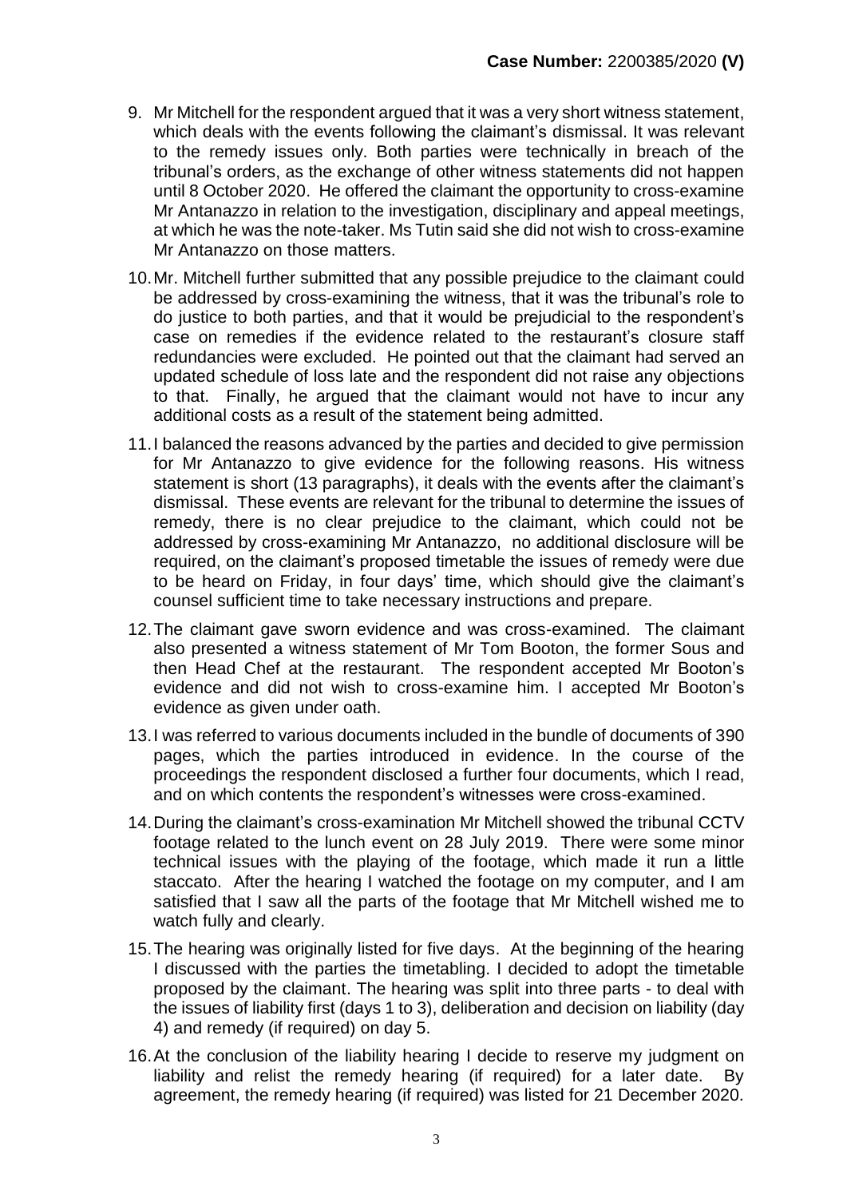9. Mr Mitchell for the respondent argued that it was a very short witness statement, which deals with the events following the claimant's dismissal. It was relevant to the remedy issues only. Both parties were technically in breach of the tribunal's orders, as the exchange of other witness statements did not happen until 8 October 2020. He offered the claimant the opportunity to cross-examine Mr Antanazzo in relation to the investigation, disciplinary and appeal meetings, at which he was the note-taker. Ms Tutin said she did not wish to cross-examine Mr Antanazzo on those matters.

10. Mr. Mitchell further submitted that any possible prejudice to the claimant could be addressed by cross-examining the witness, that it was the tribunal's role to do justice to both parties, and that it would be prejudicial to the respondent's case on remedies if the evidence related to the restaurant's closure staff redundancies were excluded. He pointed out that the claimant had served an updated schedule of loss late and the respondent did not raise any objections to that. Finally, he argued that the claimant would not have to incur any additional costs as a result of the statement being admitted.

11. I balanced the reasons advanced by the parties and decided to give permission for Mr Antanazzo to give evidence for the following reasons. His witness statement is short (13 paragraphs), it deals with the events after the claimant's dismissal. These events are relevant for the tribunal to determine the issues of remedy, there is no clear prejudice to the claimant, which could not be addressed by cross-examining Mr Antanazzo, no additional disclosure will be required, on the claimant's proposed timetable the issues of remedy were due to be heard on Friday, in four days' time, which should give the claimant's counsel sufficient time to take necessary instructions and prepare.

12. The claimant gave sworn evidence and was cross-examined. The claimant also presented a witness statement of Mr Tom Booton, the former Sous and then Head Chef at the restaurant. The respondent accepted Mr Booton's evidence and did not wish to cross-examine him. I accepted Mr Booton's evidence as given under oath.

13. I was referred to various documents included in the bundle of documents of 390 pages, which the parties introduced in evidence. In the course of the proceedings the respondent disclosed a further four documents, which I read, and on which contents the respondent's witnesses were cross-examined.

14. During the claimant's cross-examination Mr Mitchell showed the tribunal CCTV footage related to the lunch event on 28 July 2019. There were some minor technical issues with the playing of the footage, which made it run a little staccato. After the hearing I watched the footage on my computer, and I am satisfied that I saw all the parts of the footage that Mr Mitchell wished me to watch fully and clearly.

15. The hearing was originally listed for five days. At the beginning of the hearing I discussed with the parties the timetabling. I decided to adopt the timetable proposed by the claimant. The hearing was split into three parts - to deal with the issues of liability first (days 1 to 3), deliberation and decision on liability (day 4) and remedy (if required) on day 5.

16. At the conclusion of the liability hearing I decide to reserve my judgment on liability and relist the remedy hearing (if required) for a later date. By agreement, the remedy hearing (if required) was listed for 21 December 2020.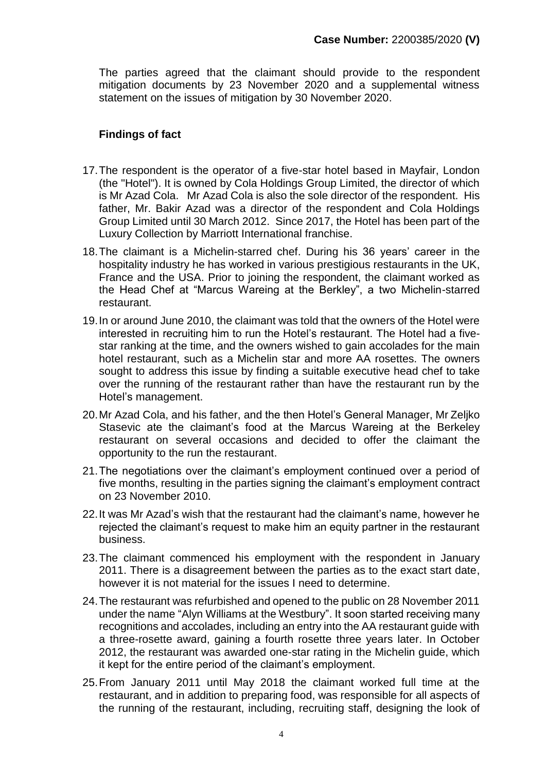The parties agreed that the claimant should provide to the respondent mitigation documents by 23 November 2020 and a supplemental witness statement on the issues of mitigation by 30 November 2020.

## Findings of fact

17. The respondent is the operator of a five-star hotel based in Mayfair, London (the "Hotel"). It is owned by Cola Holdings Group Limited, the director of which is Mr Azad Cola. Mr Azad Cola is also the sole director of the respondent. His father, Mr. Bakir Azad was a director of the respondent and Cola Holdings Group Limited until 30 March 2012. Since 2017, the Hotel has been part of the Luxury Collection by Marriott International franchise.

18. The claimant is a Michelin-starred chef. During his 36 years' career in the hospitality industry he has worked in various prestigious restaurants in the UK, France and the USA. Prior to joining the respondent, the claimant worked as the Head Chef at "Marcus Wareing at the Berkley", a two Michelin-starred restaurant.

19. In or around June 2010, the claimant was told that the owners of the Hotel were interested in recruiting him to run the Hotel's restaurant. The Hotel had a five-star ranking at the time, and the owners wished to gain accolades for the main hotel restaurant, such as a Michelin star and more AA rosettes. The owners sought to address this issue by finding a suitable executive head chef to take over the running of the restaurant rather than have the restaurant run by the Hotel's management.

20. Mr Azad Cola, and his father, and the then Hotel's General Manager, Mr Zeljko Stasevic ate the claimant's food at the Marcus Wareing at the Berkeley restaurant on several occasions and decided to offer the claimant the opportunity to the run the restaurant.

21. The negotiations over the claimant's employment continued over a period of five months, resulting in the parties signing the claimant's employment contract on 23 November 2010.

22. It was Mr Azad's wish that the restaurant had the claimant's name, however he rejected the claimant's request to make him an equity partner in the restaurant business.

23. The claimant commenced his employment with the respondent in January 2011. There is a disagreement between the parties as to the exact start date, however it is not material for the issues I need to determine.

24. The restaurant was refurbished and opened to the public on 28 November 2011 under the name "Alyn Williams at the Westbury". It soon started receiving many recognitions and accolades, including an entry into the AA restaurant guide with a three-rosette award, gaining a fourth rosette three years later. In October 2012, the restaurant was awarded one-star rating in the Michelin guide, which it kept for the entire period of the claimant's employment.

25. From January 2011 until May 2018 the claimant worked full time at the restaurant, and in addition to preparing food, was responsible for all aspects of the running of the restaurant, including, recruiting staff, designing the look of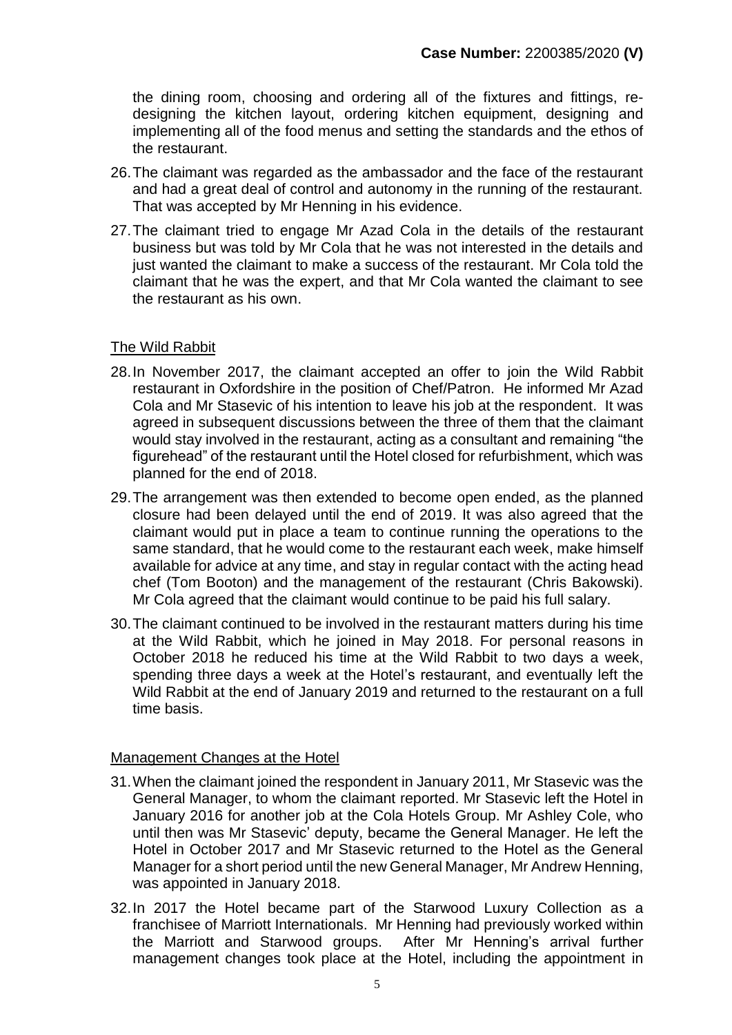the dining room, choosing and ordering all of the fixtures and fittings, re-designing the kitchen layout, ordering kitchen equipment, designing and implementing all of the food menus and setting the standards and the ethos of the restaurant.

26. The claimant was regarded as the ambassador and the face of the restaurant and had a great deal of control and autonomy in the running of the restaurant. That was accepted by Mr Henning in his evidence.

27. The claimant tried to engage Mr Azad Cola in the details of the restaurant business but was told by Mr Cola that he was not interested in the details and just wanted the claimant to make a success of the restaurant. Mr Cola told the claimant that he was the expert, and that Mr Cola wanted the claimant to see the restaurant as his own.

## The Wild Rabbit

28. In November 2017, the claimant accepted an offer to join the Wild Rabbit restaurant in Oxfordshire in the position of Chef/Patron. He informed Mr Azad Cola and Mr Stasevic of his intention to leave his job at the respondent. It was agreed in subsequent discussions between the three of them that the claimant would stay involved in the restaurant, acting as a consultant and remaining "the figurehead" of the restaurant until the Hotel closed for refurbishment, which was planned for the end of 2018.

29. The arrangement was then extended to become open ended, as the planned closure had been delayed until the end of 2019. It was also agreed that the claimant would put in place a team to continue running the operations to the same standard, that he would come to the restaurant each week, make himself available for advice at any time, and stay in regular contact with the acting head chef (Tom Booton) and the management of the restaurant (Chris Bakowski). Mr Cola agreed that the claimant would continue to be paid his full salary.

30. The claimant continued to be involved in the restaurant matters during his time at the Wild Rabbit, which he joined in May 2018. For personal reasons in October 2018 he reduced his time at the Wild Rabbit to two days a week, spending three days a week at the Hotel's restaurant, and eventually left the Wild Rabbit at the end of January 2019 and returned to the restaurant on a full time basis.

## Management Changes at the Hotel

31. When the claimant joined the respondent in January 2011, Mr Stasevic was the General Manager, to whom the claimant reported. Mr Stasevic left the Hotel in January 2016 for another job at the Cola Hotels Group. Mr Ashley Cole, who until then was Mr Stasevic' deputy, became the General Manager. He left the Hotel in October 2017 and Mr Stasevic returned to the Hotel as the General Manager for a short period until the new General Manager, Mr Andrew Henning, was appointed in January 2018.

32. In 2017 the Hotel became part of the Starwood Luxury Collection as a franchisee of Marriott Internationals. Mr Henning had previously worked within the Marriott and Starwood groups. After Mr Henning's arrival further management changes took place at the Hotel, including the appointment in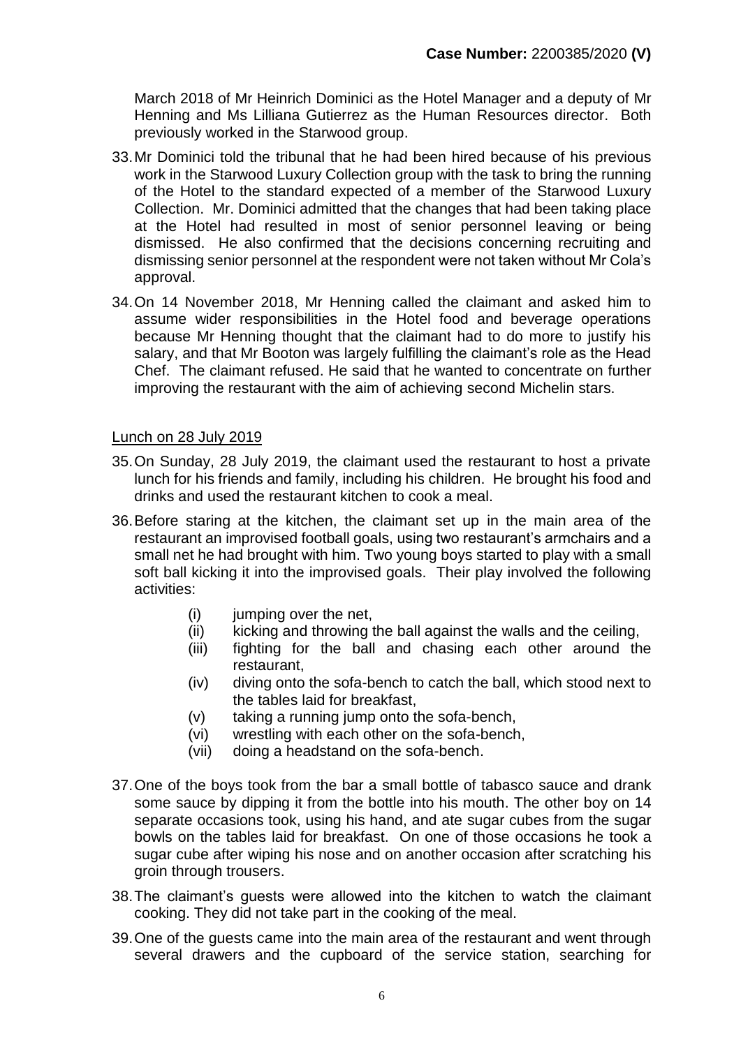March 2018 of Mr Heinrich Dominici as the Hotel Manager and a deputy of Mr Henning and Ms Lilliana Gutierrez as the Human Resources director. Both previously worked in the Starwood group.

33. Mr Dominici told the tribunal that he had been hired because of his previous work in the Starwood Luxury Collection group with the task to bring the running of the Hotel to the standard expected of a member of the Starwood Luxury Collection. Mr. Dominici admitted that the changes that had been taking place at the Hotel had resulted in most of senior personnel leaving or being dismissed. He also confirmed that the decisions concerning recruiting and dismissing senior personnel at the respondent were not taken without Mr Cola's approval.

34. On 14 November 2018, Mr Henning called the claimant and asked him to assume wider responsibilities in the Hotel food and beverage operations because Mr Henning thought that the claimant had to do more to justify his salary, and that Mr Booton was largely fulfilling the claimant's role as the Head Chef. The claimant refused. He said that he wanted to concentrate on further improving the restaurant with the aim of achieving second Michelin stars.

<u>Lunch on 28 July 2019</u>

35. On Sunday, 28 July 2019, the claimant used the restaurant to host a private lunch for his friends and family, including his children. He brought his food and drinks and used the restaurant kitchen to cook a meal.

36. Before staring at the kitchen, the claimant set up in the main area of the restaurant an improvised football goals, using two restaurant's armchairs and a small net he had brought with him. Two young boys started to play with a small soft ball kicking it into the improvised goals. Their play involved the following activities:

    (i) jumping over the net,
    (ii) kicking and throwing the ball against the walls and the ceiling,
    (iii) fighting for the ball and chasing each other around the restaurant,
    (iv) diving onto the sofa-bench to catch the ball, which stood next to the tables laid for breakfast,
    (v) taking a running jump onto the sofa-bench,
    (vi) wrestling with each other on the sofa-bench,
    (vii) doing a headstand on the sofa-bench.

37. One of the boys took from the bar a small bottle of tabasco sauce and drank some sauce by dipping it from the bottle into his mouth. The other boy on 14 separate occasions took, using his hand, and ate sugar cubes from the sugar bowls on the tables laid for breakfast. On one of those occasions he took a sugar cube after wiping his nose and on another occasion after scratching his groin through trousers.

38. The claimant's guests were allowed into the kitchen to watch the claimant cooking. They did not take part in the cooking of the meal.

39. One of the guests came into the main area of the restaurant and went through several drawers and the cupboard of the service station, searching for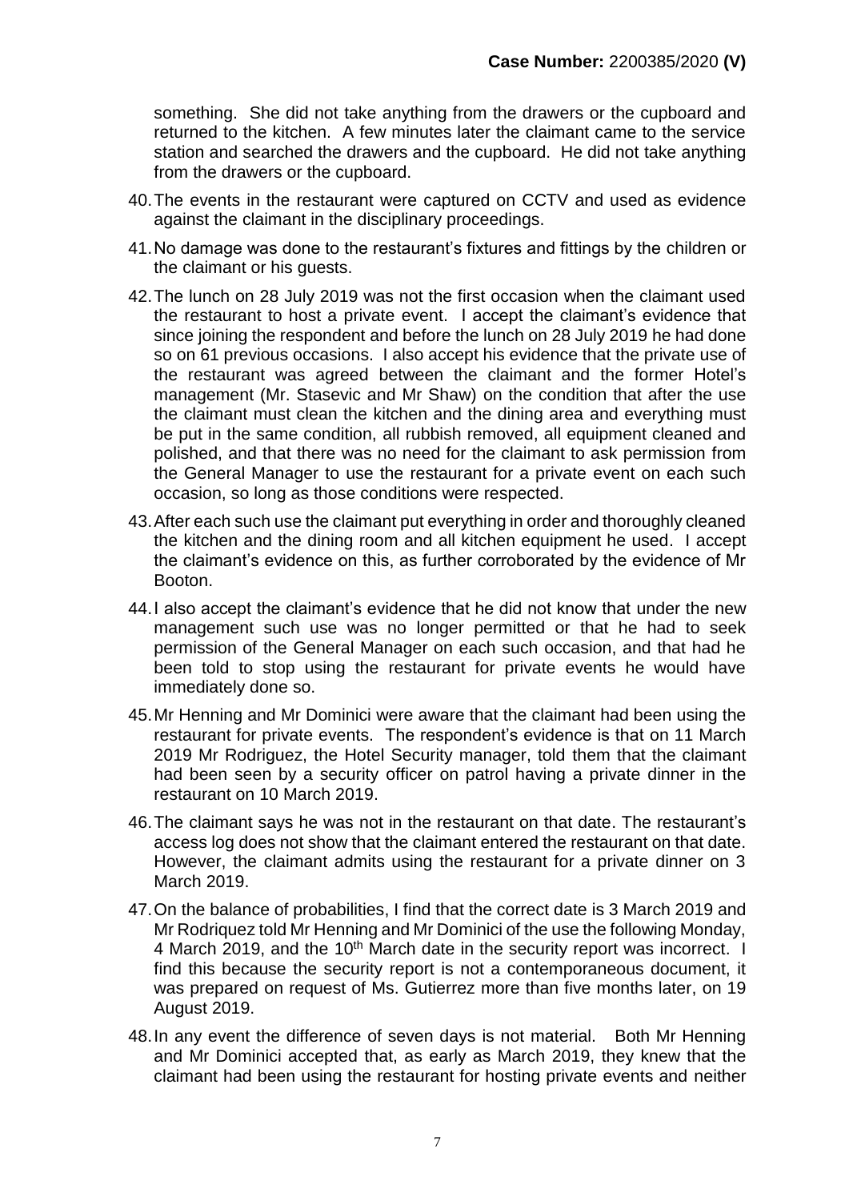something. She did not take anything from the drawers or the cupboard and returned to the kitchen. A few minutes later the claimant came to the service station and searched the drawers and the cupboard. He did not take anything from the drawers or the cupboard.

40. The events in the restaurant were captured on CCTV and used as evidence against the claimant in the disciplinary proceedings.

41. No damage was done to the restaurant's fixtures and fittings by the children or the claimant or his guests.

42. The lunch on 28 July 2019 was not the first occasion when the claimant used the restaurant to host a private event. I accept the claimant's evidence that since joining the respondent and before the lunch on 28 July 2019 he had done so on 61 previous occasions. I also accept his evidence that the private use of the restaurant was agreed between the claimant and the former Hotel's management (Mr. Stasevic and Mr Shaw) on the condition that after the use the claimant must clean the kitchen and the dining area and everything must be put in the same condition, all rubbish removed, all equipment cleaned and polished, and that there was no need for the claimant to ask permission from the General Manager to use the restaurant for a private event on each such occasion, so long as those conditions were respected.

43. After each such use the claimant put everything in order and thoroughly cleaned the kitchen and the dining room and all kitchen equipment he used. I accept the claimant's evidence on this, as further corroborated by the evidence of Mr Booton.

44. I also accept the claimant's evidence that he did not know that under the new management such use was no longer permitted or that he had to seek permission of the General Manager on each such occasion, and that had he been told to stop using the restaurant for private events he would have immediately done so.

45. Mr Henning and Mr Dominici were aware that the claimant had been using the restaurant for private events. The respondent's evidence is that on 11 March 2019 Mr Rodriguez, the Hotel Security manager, told them that the claimant had been seen by a security officer on patrol having a private dinner in the restaurant on 10 March 2019.

46. The claimant says he was not in the restaurant on that date. The restaurant's access log does not show that the claimant entered the restaurant on that date. However, the claimant admits using the restaurant for a private dinner on 3 March 2019.

47. On the balance of probabilities, I find that the correct date is 3 March 2019 and Mr Rodriquez told Mr Henning and Mr Dominici of the use the following Monday, 4 March 2019, and the 10th March date in the security report was incorrect. I find this because the security report is not a contemporaneous document, it was prepared on request of Ms. Gutierrez more than five months later, on 19 August 2019.

48. In any event the difference of seven days is not material. Both Mr Henning and Mr Dominici accepted that, as early as March 2019, they knew that the claimant had been using the restaurant for hosting private events and neither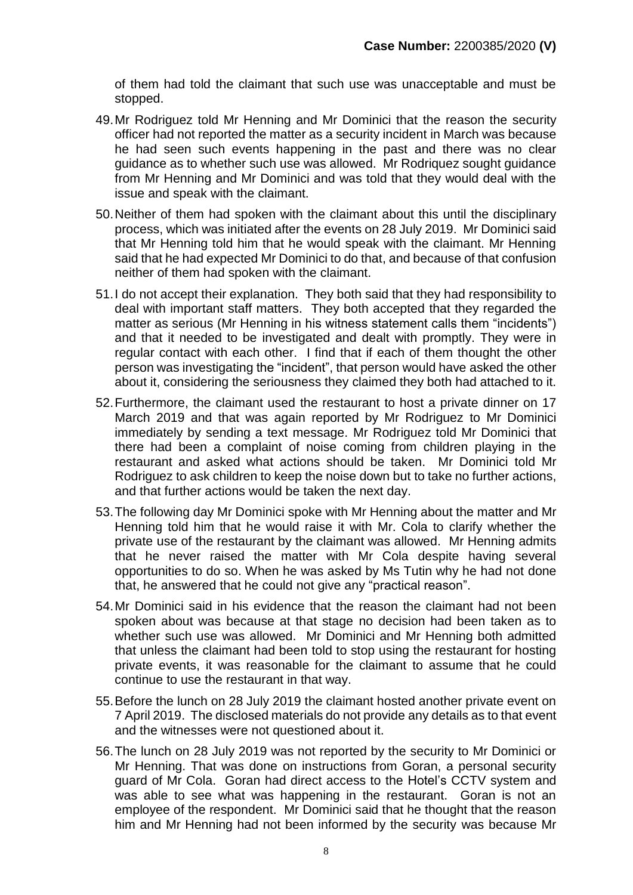of them had told the claimant that such use was unacceptable and must be stopped.

49. Mr Rodriguez told Mr Henning and Mr Dominici that the reason the security officer had not reported the matter as a security incident in March was because he had seen such events happening in the past and there was no clear guidance as to whether such use was allowed. Mr Rodriquez sought guidance from Mr Henning and Mr Dominici and was told that they would deal with the issue and speak with the claimant.

50. Neither of them had spoken with the claimant about this until the disciplinary process, which was initiated after the events on 28 July 2019. Mr Dominici said that Mr Henning told him that he would speak with the claimant. Mr Henning said that he had expected Mr Dominici to do that, and because of that confusion neither of them had spoken with the claimant.

51. I do not accept their explanation. They both said that they had responsibility to deal with important staff matters. They both accepted that they regarded the matter as serious (Mr Henning in his witness statement calls them "incidents") and that it needed to be investigated and dealt with promptly. They were in regular contact with each other. I find that if each of them thought the other person was investigating the "incident", that person would have asked the other about it, considering the seriousness they claimed they both had attached to it.

52. Furthermore, the claimant used the restaurant to host a private dinner on 17 March 2019 and that was again reported by Mr Rodriguez to Mr Dominici immediately by sending a text message. Mr Rodriguez told Mr Dominici that there had been a complaint of noise coming from children playing in the restaurant and asked what actions should be taken. Mr Dominici told Mr Rodriguez to ask children to keep the noise down but to take no further actions, and that further actions would be taken the next day.

53. The following day Mr Dominici spoke with Mr Henning about the matter and Mr Henning told him that he would raise it with Mr. Cola to clarify whether the private use of the restaurant by the claimant was allowed. Mr Henning admits that he never raised the matter with Mr Cola despite having several opportunities to do so. When he was asked by Ms Tutin why he had not done that, he answered that he could not give any "practical reason".

54. Mr Dominici said in his evidence that the reason the claimant had not been spoken about was because at that stage no decision had been taken as to whether such use was allowed. Mr Dominici and Mr Henning both admitted that unless the claimant had been told to stop using the restaurant for hosting private events, it was reasonable for the claimant to assume that he could continue to use the restaurant in that way.

55. Before the lunch on 28 July 2019 the claimant hosted another private event on 7 April 2019. The disclosed materials do not provide any details as to that event and the witnesses were not questioned about it.

56. The lunch on 28 July 2019 was not reported by the security to Mr Dominici or Mr Henning. That was done on instructions from Goran, a personal security guard of Mr Cola. Goran had direct access to the Hotel's CCTV system and was able to see what was happening in the restaurant. Goran is not an employee of the respondent. Mr Dominici said that he thought that the reason him and Mr Henning had not been informed by the security was because Mr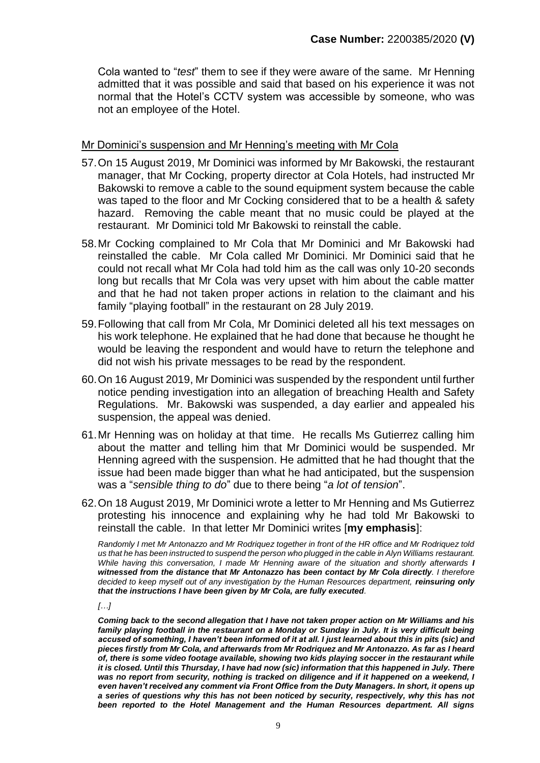Cola wanted to "*test*" them to see if they were aware of the same. Mr Henning admitted that it was possible and said that based on his experience it was not normal that the Hotel's CCTV system was accessible by someone, who was not an employee of the Hotel.

## Mr Dominici's suspension and Mr Henning's meeting with Mr Cola

57. On 15 August 2019, Mr Dominici was informed by Mr Bakowski, the restaurant manager, that Mr Cocking, property director at Cola Hotels, had instructed Mr Bakowski to remove a cable to the sound equipment system because the cable was taped to the floor and Mr Cocking considered that to be a health & safety hazard. Removing the cable meant that no music could be played at the restaurant. Mr Dominici told Mr Bakowski to reinstall the cable.

58. Mr Cocking complained to Mr Cola that Mr Dominici and Mr Bakowski had reinstalled the cable. Mr Cola called Mr Dominici. Mr Dominici said that he could not recall what Mr Cola had told him as the call was only 10-20 seconds long but recalls that Mr Cola was very upset with him about the cable matter and that he had not taken proper actions in relation to the claimant and his family "playing football" in the restaurant on 28 July 2019.

59. Following that call from Mr Cola, Mr Dominici deleted all his text messages on his work telephone. He explained that he had done that because he thought he would be leaving the respondent and would have to return the telephone and did not wish his private messages to be read by the respondent.

60. On 16 August 2019, Mr Dominici was suspended by the respondent until further notice pending investigation into an allegation of breaching Health and Safety Regulations. Mr. Bakowski was suspended, a day earlier and appealed his suspension, the appeal was denied.

61. Mr Henning was on holiday at that time. He recalls Ms Gutierrez calling him about the matter and telling him that Mr Dominici would be suspended. Mr Henning agreed with the suspension. He admitted that he had thought that the issue had been made bigger than what he had anticipated, but the suspension was a "*sensible thing to do*" due to there being "*a lot of tension*".

62. On 18 August 2019, Mr Dominici wrote a letter to Mr Henning and Ms Gutierrez protesting his innocence and explaining why he had told Mr Bakowski to reinstall the cable. In that letter Mr Dominici writes [**my emphasis**]:

> *Randomly I met Mr Antonazzo and Mr Rodriquez together in front of the HR office and Mr Rodriquez told us that he has been instructed to suspend the person who plugged in the cable in Alyn Williams restaurant. While having this conversation, I made Mr Henning aware of the situation and shortly afterwards **I witnessed from the distance that Mr Antonazzo has been contact by Mr Cola directly**. I therefore decided to keep myself out of any investigation by the Human Resources department, **reinsuring only that the instructions I have been given by Mr Cola, are fully executed**.*
>
> *[…]*
>
> ***Coming back to the second allegation that I have not taken proper action on Mr Williams and his family playing football in the restaurant on a Monday or Sunday in July. It is very difficult being accused of something, I haven't been informed of it at all. I just learned about this in pits (sic) and pieces firstly from Mr Cola, and afterwards from Mr Rodriquez and Mr Antonazzo. As far as I heard of, there is some video footage available, showing two kids playing soccer in the restaurant while it is closed. Until this Thursday, I have had now (sic) information that this happened in July. There was no report from security, nothing is tracked on diligence and if it happened on a weekend, I even haven't received any comment via Front Office from the Duty Managers. In short, it opens up a series of questions why this has not been noticed by security, respectively, why this has not been reported to the Hotel Management and the Human Resources department. All signs***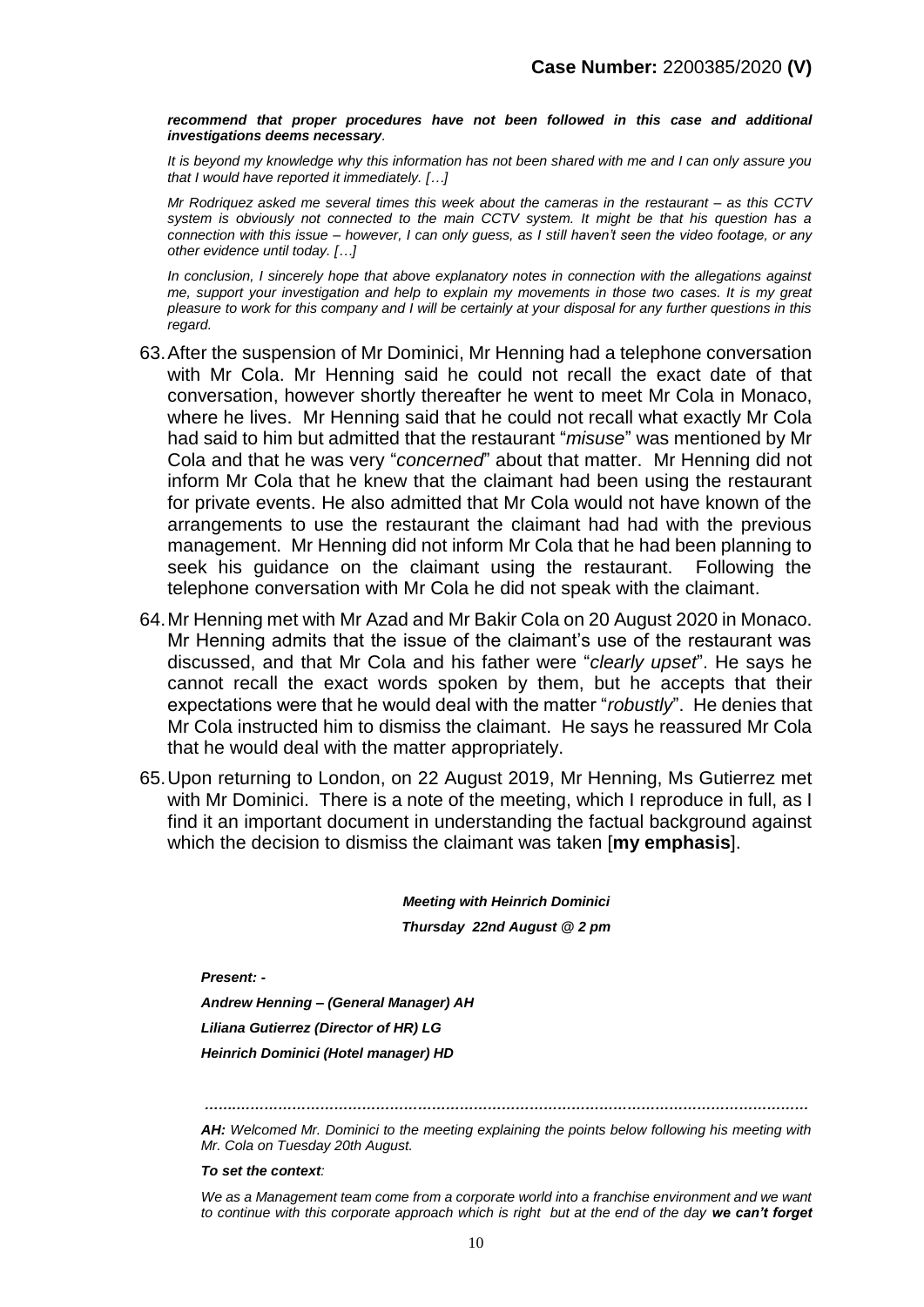***recommend that proper procedures have not been followed in this case and additional investigations deems necessary**.*

*It is beyond my knowledge why this information has not been shared with me and I can only assure you that I would have reported it immediately. […]*

*Mr Rodriquez asked me several times this week about the cameras in the restaurant – as this CCTV system is obviously not connected to the main CCTV system. It might be that his question has a connection with this issue – however, I can only guess, as I still haven't seen the video footage, or any other evidence until today. […]*

*In conclusion, I sincerely hope that above explanatory notes in connection with the allegations against me, support your investigation and help to explain my movements in those two cases. It is my great pleasure to work for this company and I will be certainly at your disposal for any further questions in this regard.*

63. After the suspension of Mr Dominici, Mr Henning had a telephone conversation with Mr Cola. Mr Henning said he could not recall the exact date of that conversation, however shortly thereafter he went to meet Mr Cola in Monaco, where he lives. Mr Henning said that he could not recall what exactly Mr Cola had said to him but admitted that the restaurant "*misuse*" was mentioned by Mr Cola and that he was very "*concerned*" about that matter. Mr Henning did not inform Mr Cola that he knew that the claimant had been using the restaurant for private events. He also admitted that Mr Cola would not have known of the arrangements to use the restaurant the claimant had had with the previous management. Mr Henning did not inform Mr Cola that he had been planning to seek his guidance on the claimant using the restaurant. Following the telephone conversation with Mr Cola he did not speak with the claimant.

64. Mr Henning met with Mr Azad and Mr Bakir Cola on 20 August 2020 in Monaco. Mr Henning admits that the issue of the claimant's use of the restaurant was discussed, and that Mr Cola and his father were "*clearly upset*". He says he cannot recall the exact words spoken by them, but he accepts that their expectations were that he would deal with the matter "*robustly*". He denies that Mr Cola instructed him to dismiss the claimant. He says he reassured Mr Cola that he would deal with the matter appropriately.

65. Upon returning to London, on 22 August 2019, Mr Henning, Ms Gutierrez met with Mr Dominici. There is a note of the meeting, which I reproduce in full, as I find it an important document in understanding the factual background against which the decision to dismiss the claimant was taken [**my emphasis**].

***Meeting with Heinrich Dominici***

***Thursday 22nd August @ 2 pm***

***Present: -***

***Andrew Henning – (General Manager) AH***

***Liliana Gutierrez (Director of HR) LG***

***Heinrich Dominici (Hotel manager) HD***

*……………………………………………………………………………………………………………*

***AH:** Welcomed Mr. Dominici to the meeting explaining the points below following his meeting with Mr. Cola on Tuesday 20th August.*

***To set the context**:*

*We as a Management team come from a corporate world into a franchise environment and we want to continue with this corporate approach which is right but at the end of the day **we can't forget***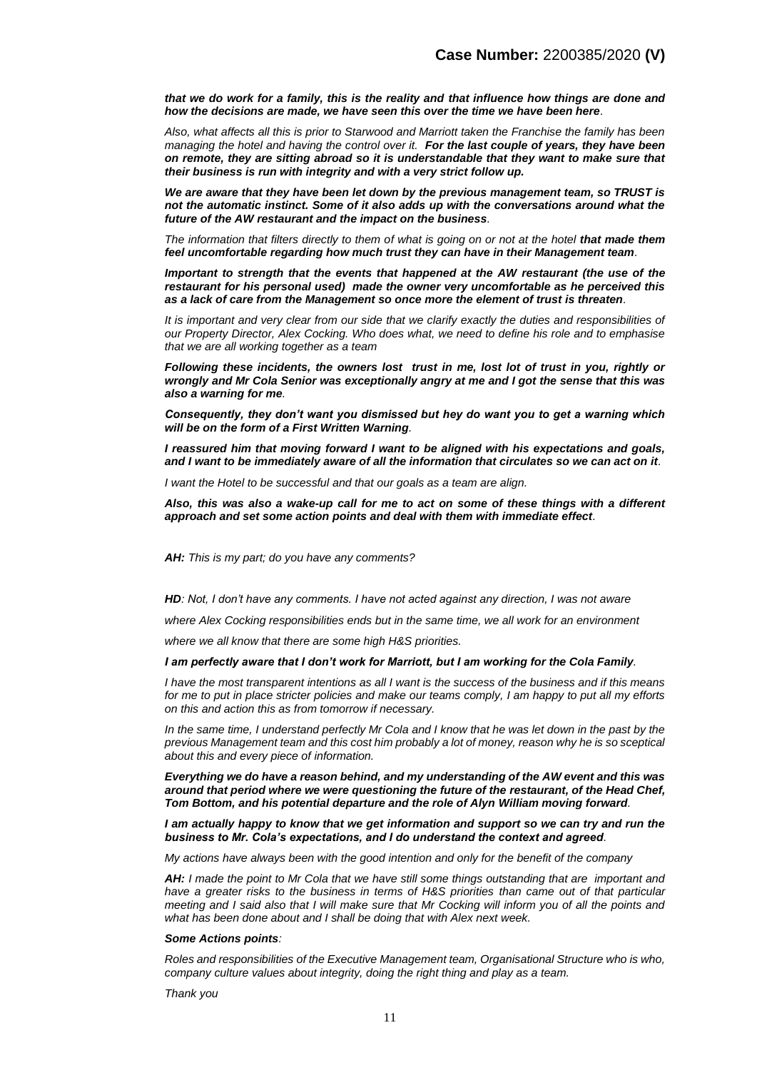***that we do work for a family, this is the reality and that influence how things are done and how the decisions are made, we have seen this over the time we have been here****.*

*Also, what affects all this is prior to Starwood and Marriott taken the Franchise the family has been managing the hotel and having the control over it.* ***For the last couple of years, they have been on remote, they are sitting abroad so it is understandable that they want to make sure that their business is run with integrity and with a very strict follow up.***

***We are aware that they have been let down by the previous management team, so TRUST is not the automatic instinct. Some of it also adds up with the conversations around what the future of the AW restaurant and the impact on the business****.*

*The information that filters directly to them of what is going on or not at the hotel* ***that made them feel uncomfortable regarding how much trust they can have in their Management team****.*

***Important to strength that the events that happened at the AW restaurant (the use of the restaurant for his personal used) made the owner very uncomfortable as he perceived this as a lack of care from the Management so once more the element of trust is threaten****.*

*It is important and very clear from our side that we clarify exactly the duties and responsibilities of our Property Director, Alex Cocking. Who does what, we need to define his role and to emphasise that we are all working together as a team*

***Following these incidents, the owners lost trust in me, lost lot of trust in you, rightly or wrongly and Mr Cola Senior was exceptionally angry at me and I got the sense that this was also a warning for me****.*

***Consequently, they don't want you dismissed but hey do want you to get a warning which will be on the form of a First Written Warning****.*

***I reassured him that moving forward I want to be aligned with his expectations and goals, and I want to be immediately aware of all the information that circulates so we can act on it****.*

*I want the Hotel to be successful and that our goals as a team are align.*

***Also, this was also a wake-up call for me to act on some of these things with a different approach and set some action points and deal with them with immediate effect****.*

***AH:*** *This is my part; do you have any comments?*

***HD****: Not, I don't have any comments. I have not acted against any direction, I was not aware where Alex Cocking responsibilities ends but in the same time, we all work for an environment where we all know that there are some high H&S priorities.*

***I am perfectly aware that I don't work for Marriott, but I am working for the Cola Family****.*

*I have the most transparent intentions as all I want is the success of the business and if this means for me to put in place stricter policies and make our teams comply, I am happy to put all my efforts on this and action this as from tomorrow if necessary.*

*In the same time, I understand perfectly Mr Cola and I know that he was let down in the past by the previous Management team and this cost him probably a lot of money, reason why he is so sceptical about this and every piece of information.*

***Everything we do have a reason behind, and my understanding of the AW event and this was around that period where we were questioning the future of the restaurant, of the Head Chef, Tom Bottom, and his potential departure and the role of Alyn William moving forward****.*

***I am actually happy to know that we get information and support so we can try and run the business to Mr. Cola's expectations, and I do understand the context and agreed****.*

*My actions have always been with the good intention and only for the benefit of the company*

***AH:*** *I made the point to Mr Cola that we have still some things outstanding that are important and have a greater risks to the business in terms of H&S priorities than came out of that particular meeting and I said also that I will make sure that Mr Cocking will inform you of all the points and what has been done about and I shall be doing that with Alex next week.*

***Some Actions points****:*

*Roles and responsibilities of the Executive Management team, Organisational Structure who is who, company culture values about integrity, doing the right thing and play as a team.*

*Thank you*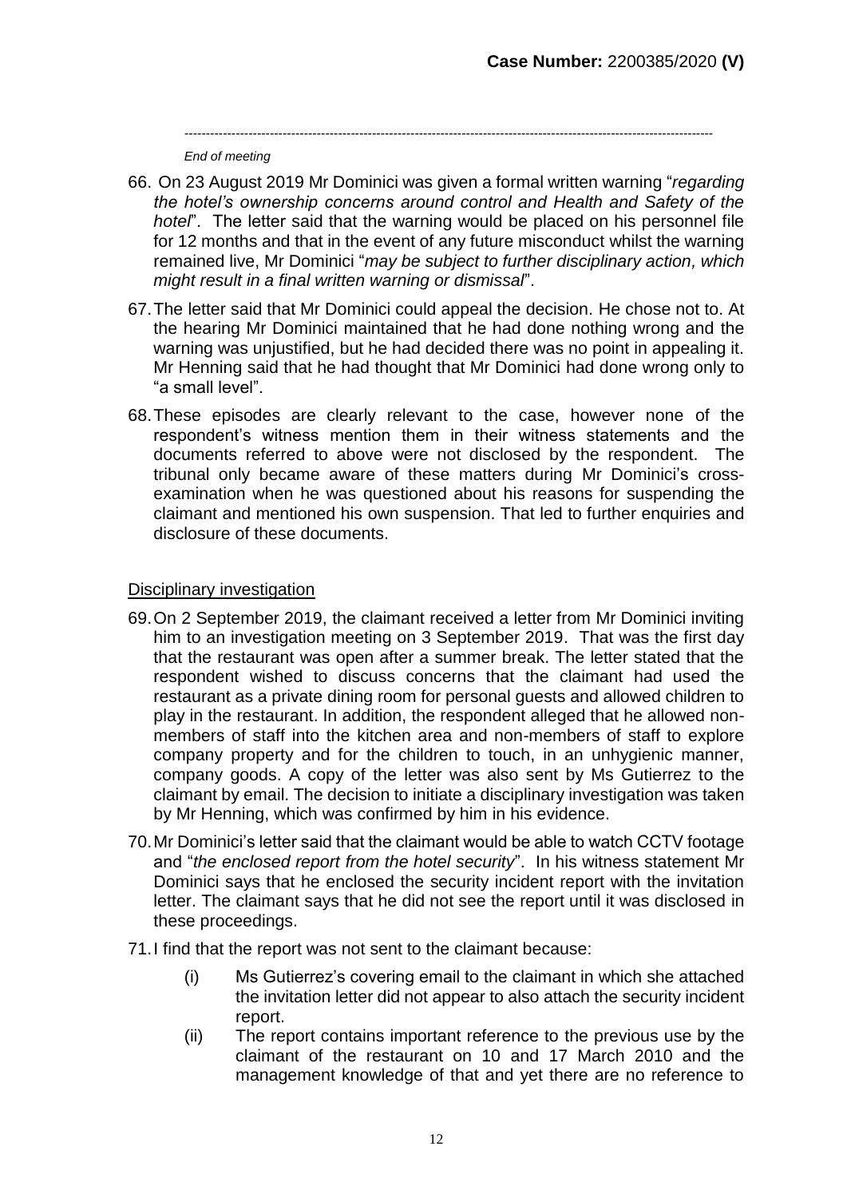-------------------------------------------------------------------------------------------------------------------------------

*End of meeting*

66. On 23 August 2019 Mr Dominici was given a formal written warning "*regarding the hotel's ownership concerns around control and Health and Safety of the hotel*". The letter said that the warning would be placed on his personnel file for 12 months and that in the event of any future misconduct whilst the warning remained live, Mr Dominici "*may be subject to further disciplinary action, which might result in a final written warning or dismissal*".

67. The letter said that Mr Dominici could appeal the decision. He chose not to. At the hearing Mr Dominici maintained that he had done nothing wrong and the warning was unjustified, but he had decided there was no point in appealing it. Mr Henning said that he had thought that Mr Dominici had done wrong only to "a small level".

68. These episodes are clearly relevant to the case, however none of the respondent's witness mention them in their witness statements and the documents referred to above were not disclosed by the respondent. The tribunal only became aware of these matters during Mr Dominici's cross-examination when he was questioned about his reasons for suspending the claimant and mentioned his own suspension. That led to further enquiries and disclosure of these documents.

## Disciplinary investigation

69. On 2 September 2019, the claimant received a letter from Mr Dominici inviting him to an investigation meeting on 3 September 2019. That was the first day that the restaurant was open after a summer break. The letter stated that the respondent wished to discuss concerns that the claimant had used the restaurant as a private dining room for personal guests and allowed children to play in the restaurant. In addition, the respondent alleged that he allowed non-members of staff into the kitchen area and non-members of staff to explore company property and for the children to touch, in an unhygienic manner, company goods. A copy of the letter was also sent by Ms Gutierrez to the claimant by email. The decision to initiate a disciplinary investigation was taken by Mr Henning, which was confirmed by him in his evidence.

70. Mr Dominici's letter said that the claimant would be able to watch CCTV footage and "*the enclosed report from the hotel security*". In his witness statement Mr Dominici says that he enclosed the security incident report with the invitation letter. The claimant says that he did not see the report until it was disclosed in these proceedings.

71. I find that the report was not sent to the claimant because:

    (i) Ms Gutierrez's covering email to the claimant in which she attached the invitation letter did not appear to also attach the security incident report.

    (ii) The report contains important reference to the previous use by the claimant of the restaurant on 10 and 17 March 2010 and the management knowledge of that and yet there are no reference to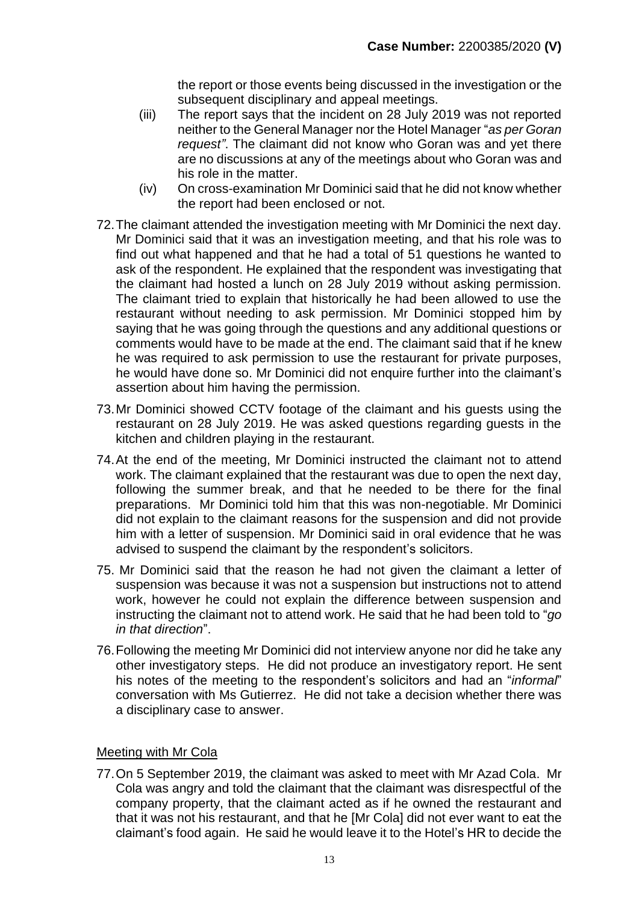the report or those events being discussed in the investigation or the subsequent disciplinary and appeal meetings.

(iii) The report says that the incident on 28 July 2019 was not reported neither to the General Manager nor the Hotel Manager "*as per Goran request"*. The claimant did not know who Goran was and yet there are no discussions at any of the meetings about who Goran was and his role in the matter.

(iv) On cross-examination Mr Dominici said that he did not know whether the report had been enclosed or not.

72. The claimant attended the investigation meeting with Mr Dominici the next day. Mr Dominici said that it was an investigation meeting, and that his role was to find out what happened and that he had a total of 51 questions he wanted to ask of the respondent. He explained that the respondent was investigating that the claimant had hosted a lunch on 28 July 2019 without asking permission. The claimant tried to explain that historically he had been allowed to use the restaurant without needing to ask permission. Mr Dominici stopped him by saying that he was going through the questions and any additional questions or comments would have to be made at the end. The claimant said that if he knew he was required to ask permission to use the restaurant for private purposes, he would have done so. Mr Dominici did not enquire further into the claimant's assertion about him having the permission.

73. Mr Dominici showed CCTV footage of the claimant and his guests using the restaurant on 28 July 2019. He was asked questions regarding guests in the kitchen and children playing in the restaurant.

74. At the end of the meeting, Mr Dominici instructed the claimant not to attend work. The claimant explained that the restaurant was due to open the next day, following the summer break, and that he needed to be there for the final preparations. Mr Dominici told him that this was non-negotiable. Mr Dominici did not explain to the claimant reasons for the suspension and did not provide him with a letter of suspension. Mr Dominici said in oral evidence that he was advised to suspend the claimant by the respondent's solicitors.

75. Mr Dominici said that the reason he had not given the claimant a letter of suspension was because it was not a suspension but instructions not to attend work, however he could not explain the difference between suspension and instructing the claimant not to attend work. He said that he had been told to "*go in that direction*".

76. Following the meeting Mr Dominici did not interview anyone nor did he take any other investigatory steps. He did not produce an investigatory report. He sent his notes of the meeting to the respondent's solicitors and had an "*informal*" conversation with Ms Gutierrez. He did not take a decision whether there was a disciplinary case to answer.

<u>Meeting with Mr Cola</u>

77. On 5 September 2019, the claimant was asked to meet with Mr Azad Cola. Mr Cola was angry and told the claimant that the claimant was disrespectful of the company property, that the claimant acted as if he owned the restaurant and that it was not his restaurant, and that he [Mr Cola] did not ever want to eat the claimant's food again. He said he would leave it to the Hotel's HR to decide the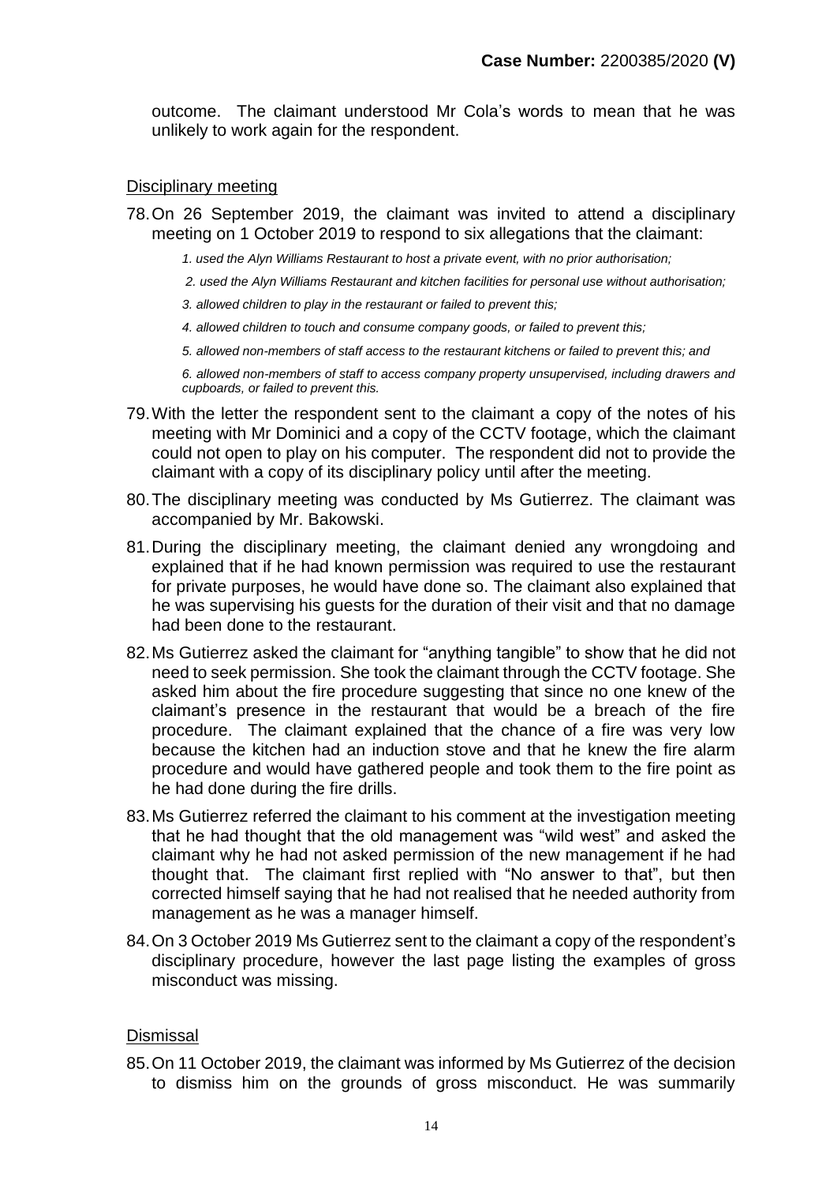outcome. The claimant understood Mr Cola's words to mean that he was unlikely to work again for the respondent.

Disciplinary meeting

78. On 26 September 2019, the claimant was invited to attend a disciplinary meeting on 1 October 2019 to respond to six allegations that the claimant:

*1. used the Alyn Williams Restaurant to host a private event, with no prior authorisation;*

*2. used the Alyn Williams Restaurant and kitchen facilities for personal use without authorisation;*

*3. allowed children to play in the restaurant or failed to prevent this;*

*4. allowed children to touch and consume company goods, or failed to prevent this;*

*5. allowed non-members of staff access to the restaurant kitchens or failed to prevent this; and*

*6. allowed non-members of staff to access company property unsupervised, including drawers and cupboards, or failed to prevent this.*

79. With the letter the respondent sent to the claimant a copy of the notes of his meeting with Mr Dominici and a copy of the CCTV footage, which the claimant could not open to play on his computer. The respondent did not to provide the claimant with a copy of its disciplinary policy until after the meeting.

80. The disciplinary meeting was conducted by Ms Gutierrez. The claimant was accompanied by Mr. Bakowski.

81. During the disciplinary meeting, the claimant denied any wrongdoing and explained that if he had known permission was required to use the restaurant for private purposes, he would have done so. The claimant also explained that he was supervising his guests for the duration of their visit and that no damage had been done to the restaurant.

82. Ms Gutierrez asked the claimant for "anything tangible" to show that he did not need to seek permission. She took the claimant through the CCTV footage. She asked him about the fire procedure suggesting that since no one knew of the claimant's presence in the restaurant that would be a breach of the fire procedure. The claimant explained that the chance of a fire was very low because the kitchen had an induction stove and that he knew the fire alarm procedure and would have gathered people and took them to the fire point as he had done during the fire drills.

83. Ms Gutierrez referred the claimant to his comment at the investigation meeting that he had thought that the old management was "wild west" and asked the claimant why he had not asked permission of the new management if he had thought that. The claimant first replied with "No answer to that", but then corrected himself saying that he had not realised that he needed authority from management as he was a manager himself.

84. On 3 October 2019 Ms Gutierrez sent to the claimant a copy of the respondent's disciplinary procedure, however the last page listing the examples of gross misconduct was missing.

Dismissal

85. On 11 October 2019, the claimant was informed by Ms Gutierrez of the decision to dismiss him on the grounds of gross misconduct. He was summarily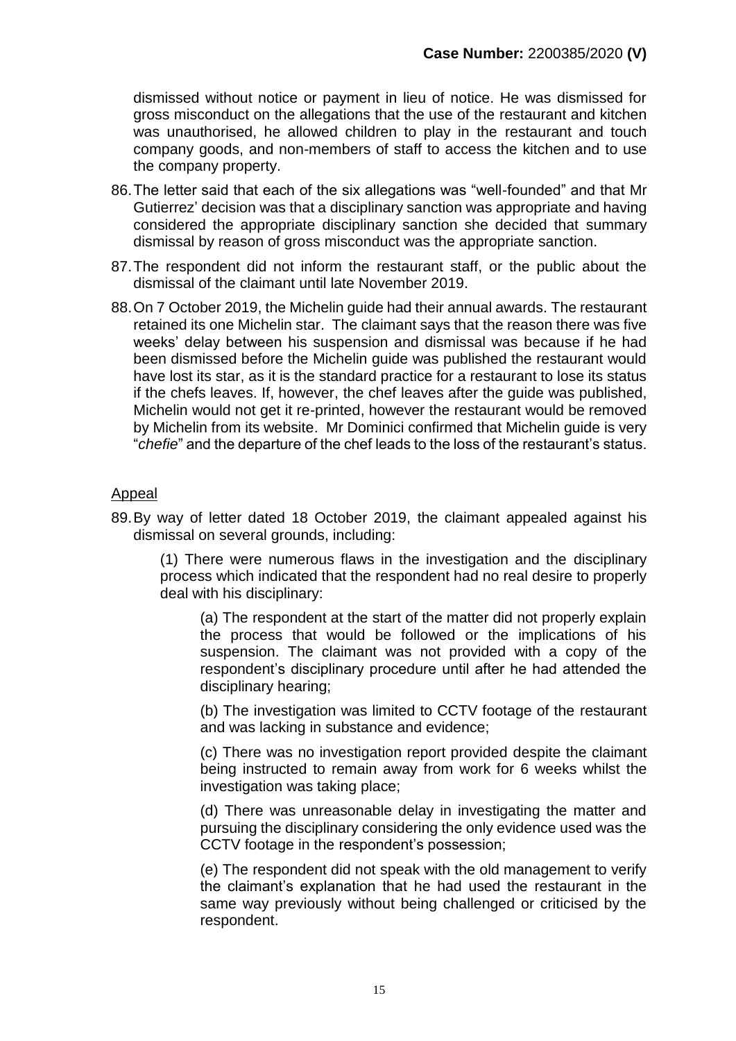dismissed without notice or payment in lieu of notice. He was dismissed for gross misconduct on the allegations that the use of the restaurant and kitchen was unauthorised, he allowed children to play in the restaurant and touch company goods, and non-members of staff to access the kitchen and to use the company property.

86. The letter said that each of the six allegations was "well-founded" and that Mr Gutierrez' decision was that a disciplinary sanction was appropriate and having considered the appropriate disciplinary sanction she decided that summary dismissal by reason of gross misconduct was the appropriate sanction.

87. The respondent did not inform the restaurant staff, or the public about the dismissal of the claimant until late November 2019.

88. On 7 October 2019, the Michelin guide had their annual awards. The restaurant retained its one Michelin star. The claimant says that the reason there was five weeks' delay between his suspension and dismissal was because if he had been dismissed before the Michelin guide was published the restaurant would have lost its star, as it is the standard practice for a restaurant to lose its status if the chefs leaves. If, however, the chef leaves after the guide was published, Michelin would not get it re-printed, however the restaurant would be removed by Michelin from its website. Mr Dominici confirmed that Michelin guide is very "*chefie*" and the departure of the chef leads to the loss of the restaurant's status.

<u>Appeal</u>

89. By way of letter dated 18 October 2019, the claimant appealed against his dismissal on several grounds, including:

(1) There were numerous flaws in the investigation and the disciplinary process which indicated that the respondent had no real desire to properly deal with his disciplinary:

(a) The respondent at the start of the matter did not properly explain the process that would be followed or the implications of his suspension. The claimant was not provided with a copy of the respondent's disciplinary procedure until after he had attended the disciplinary hearing;

(b) The investigation was limited to CCTV footage of the restaurant and was lacking in substance and evidence;

(c) There was no investigation report provided despite the claimant being instructed to remain away from work for 6 weeks whilst the investigation was taking place;

(d) There was unreasonable delay in investigating the matter and pursuing the disciplinary considering the only evidence used was the CCTV footage in the respondent's possession;

(e) The respondent did not speak with the old management to verify the claimant's explanation that he had used the restaurant in the same way previously without being challenged or criticised by the respondent.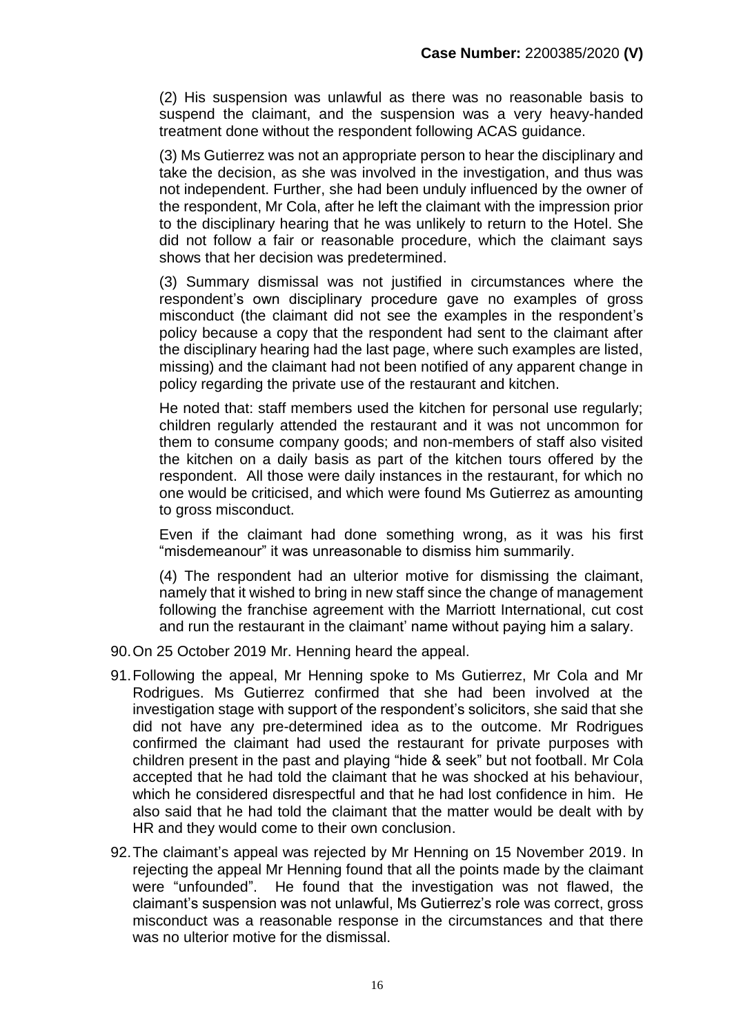(2) His suspension was unlawful as there was no reasonable basis to suspend the claimant, and the suspension was a very heavy-handed treatment done without the respondent following ACAS guidance.

(3) Ms Gutierrez was not an appropriate person to hear the disciplinary and take the decision, as she was involved in the investigation, and thus was not independent. Further, she had been unduly influenced by the owner of the respondent, Mr Cola, after he left the claimant with the impression prior to the disciplinary hearing that he was unlikely to return to the Hotel. She did not follow a fair or reasonable procedure, which the claimant says shows that her decision was predetermined.

(3) Summary dismissal was not justified in circumstances where the respondent's own disciplinary procedure gave no examples of gross misconduct (the claimant did not see the examples in the respondent's policy because a copy that the respondent had sent to the claimant after the disciplinary hearing had the last page, where such examples are listed, missing) and the claimant had not been notified of any apparent change in policy regarding the private use of the restaurant and kitchen.

He noted that: staff members used the kitchen for personal use regularly; children regularly attended the restaurant and it was not uncommon for them to consume company goods; and non-members of staff also visited the kitchen on a daily basis as part of the kitchen tours offered by the respondent. All those were daily instances in the restaurant, for which no one would be criticised, and which were found Ms Gutierrez as amounting to gross misconduct.

Even if the claimant had done something wrong, as it was his first "misdemeanour" it was unreasonable to dismiss him summarily.

(4) The respondent had an ulterior motive for dismissing the claimant, namely that it wished to bring in new staff since the change of management following the franchise agreement with the Marriott International, cut cost and run the restaurant in the claimant' name without paying him a salary.

90. On 25 October 2019 Mr. Henning heard the appeal.

91. Following the appeal, Mr Henning spoke to Ms Gutierrez, Mr Cola and Mr Rodrigues. Ms Gutierrez confirmed that she had been involved at the investigation stage with support of the respondent's solicitors, she said that she did not have any pre-determined idea as to the outcome. Mr Rodrigues confirmed the claimant had used the restaurant for private purposes with children present in the past and playing "hide & seek" but not football. Mr Cola accepted that he had told the claimant that he was shocked at his behaviour, which he considered disrespectful and that he had lost confidence in him. He also said that he had told the claimant that the matter would be dealt with by HR and they would come to their own conclusion.

92. The claimant's appeal was rejected by Mr Henning on 15 November 2019. In rejecting the appeal Mr Henning found that all the points made by the claimant were "unfounded". He found that the investigation was not flawed, the claimant's suspension was not unlawful, Ms Gutierrez's role was correct, gross misconduct was a reasonable response in the circumstances and that there was no ulterior motive for the dismissal.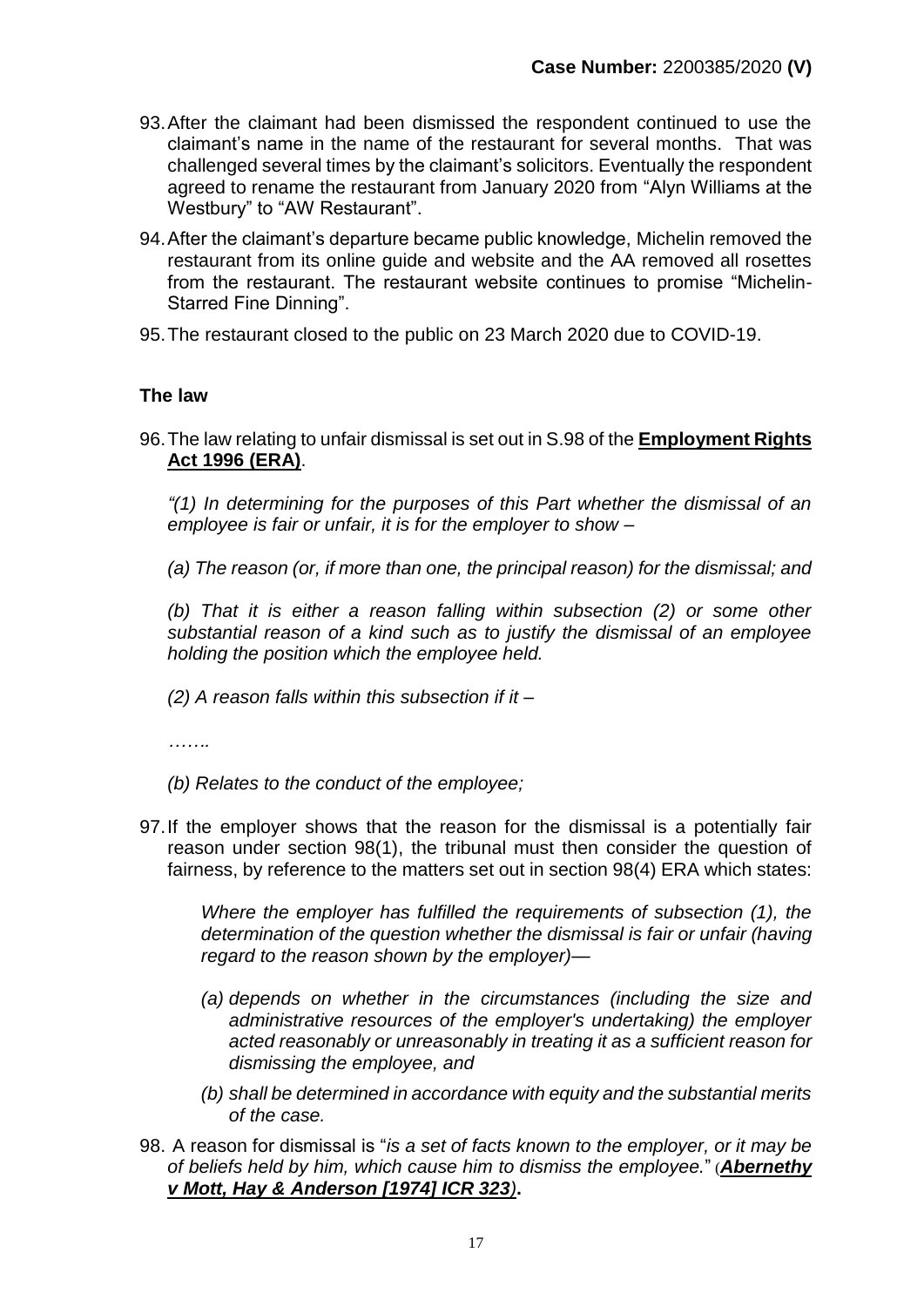93. After the claimant had been dismissed the respondent continued to use the claimant's name in the name of the restaurant for several months. That was challenged several times by the claimant's solicitors. Eventually the respondent agreed to rename the restaurant from January 2020 from "Alyn Williams at the Westbury" to "AW Restaurant".

94. After the claimant's departure became public knowledge, Michelin removed the restaurant from its online guide and website and the AA removed all rosettes from the restaurant. The restaurant website continues to promise "Michelin-Starred Fine Dinning".

95. The restaurant closed to the public on 23 March 2020 due to COVID-19.

## The law

96. The law relating to unfair dismissal is set out in S.98 of the **Employment Rights Act 1996 (ERA)**.

*"(1) In determining for the purposes of this Part whether the dismissal of an employee is fair or unfair, it is for the employer to show –*

*(a) The reason (or, if more than one, the principal reason) for the dismissal; and*

*(b) That it is either a reason falling within subsection (2) or some other substantial reason of a kind such as to justify the dismissal of an employee holding the position which the employee held.*

*(2) A reason falls within this subsection if it –*

*…….*

*(b) Relates to the conduct of the employee;*

97. If the employer shows that the reason for the dismissal is a potentially fair reason under section 98(1), the tribunal must then consider the question of fairness, by reference to the matters set out in section 98(4) ERA which states:

*Where the employer has fulfilled the requirements of subsection (1), the determination of the question whether the dismissal is fair or unfair (having regard to the reason shown by the employer)—*

- *(a) depends on whether in the circumstances (including the size and administrative resources of the employer's undertaking) the employer acted reasonably or unreasonably in treating it as a sufficient reason for dismissing the employee, and*
- *(b) shall be determined in accordance with equity and the substantial merits of the case.*

98. A reason for dismissal is "*is a set of facts known to the employer, or it may be of beliefs held by him, which cause him to dismiss the employee.*" (***Abernethy v Mott, Hay & Anderson [1974] ICR 323)***.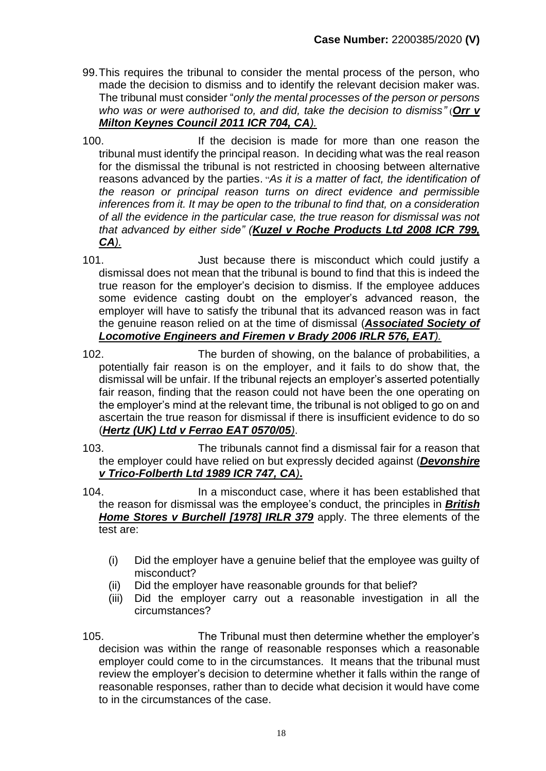99. This requires the tribunal to consider the mental process of the person, who made the decision to dismiss and to identify the relevant decision maker was. The tribunal must consider "*only the mental processes of the person or persons who was or were authorised to, and did, take the decision to dismiss"* (***Orr v Milton Keynes Council 2011 ICR 704, CA***).

100. If the decision is made for more than one reason the tribunal must identify the principal reason. In deciding what was the real reason for the dismissal the tribunal is not restricted in choosing between alternative reasons advanced by the parties. "*As it is a matter of fact, the identification of the reason or principal reason turns on direct evidence and permissible inferences from it. It may be open to the tribunal to find that, on a consideration of all the evidence in the particular case, the true reason for dismissal was not that advanced by either side" (**Kuzel v Roche Products Ltd 2008 ICR 799, CA**).*

101. Just because there is misconduct which could justify a dismissal does not mean that the tribunal is bound to find that this is indeed the true reason for the employer's decision to dismiss. If the employee adduces some evidence casting doubt on the employer's advanced reason, the employer will have to satisfy the tribunal that its advanced reason was in fact the genuine reason relied on at the time of dismissal (***Associated Society of Locomotive Engineers and Firemen v Brady 2006 IRLR 576, EAT***).

102. The burden of showing, on the balance of probabilities, a potentially fair reason is on the employer, and it fails to do show that, the dismissal will be unfair. If the tribunal rejects an employer's asserted potentially fair reason, finding that the reason could not have been the one operating on the employer's mind at the relevant time, the tribunal is not obliged to go on and ascertain the true reason for dismissal if there is insufficient evidence to do so (***Hertz (UK) Ltd v Ferrao EAT 0570/05***).

103. The tribunals cannot find a dismissal fair for a reason that the employer could have relied on but expressly decided against (***Devonshire v Trico-Folberth Ltd 1989 ICR 747, CA***).

104. In a misconduct case, where it has been established that the reason for dismissal was the employee's conduct, the principles in ***British Home Stores v Burchell [1978] IRLR 379*** apply. The three elements of the test are:

   (i) Did the employer have a genuine belief that the employee was guilty of misconduct?
   (ii) Did the employer have reasonable grounds for that belief?
   (iii) Did the employer carry out a reasonable investigation in all the circumstances?

105. The Tribunal must then determine whether the employer's decision was within the range of reasonable responses which a reasonable employer could come to in the circumstances. It means that the tribunal must review the employer's decision to determine whether it falls within the range of reasonable responses, rather than to decide what decision it would have come to in the circumstances of the case.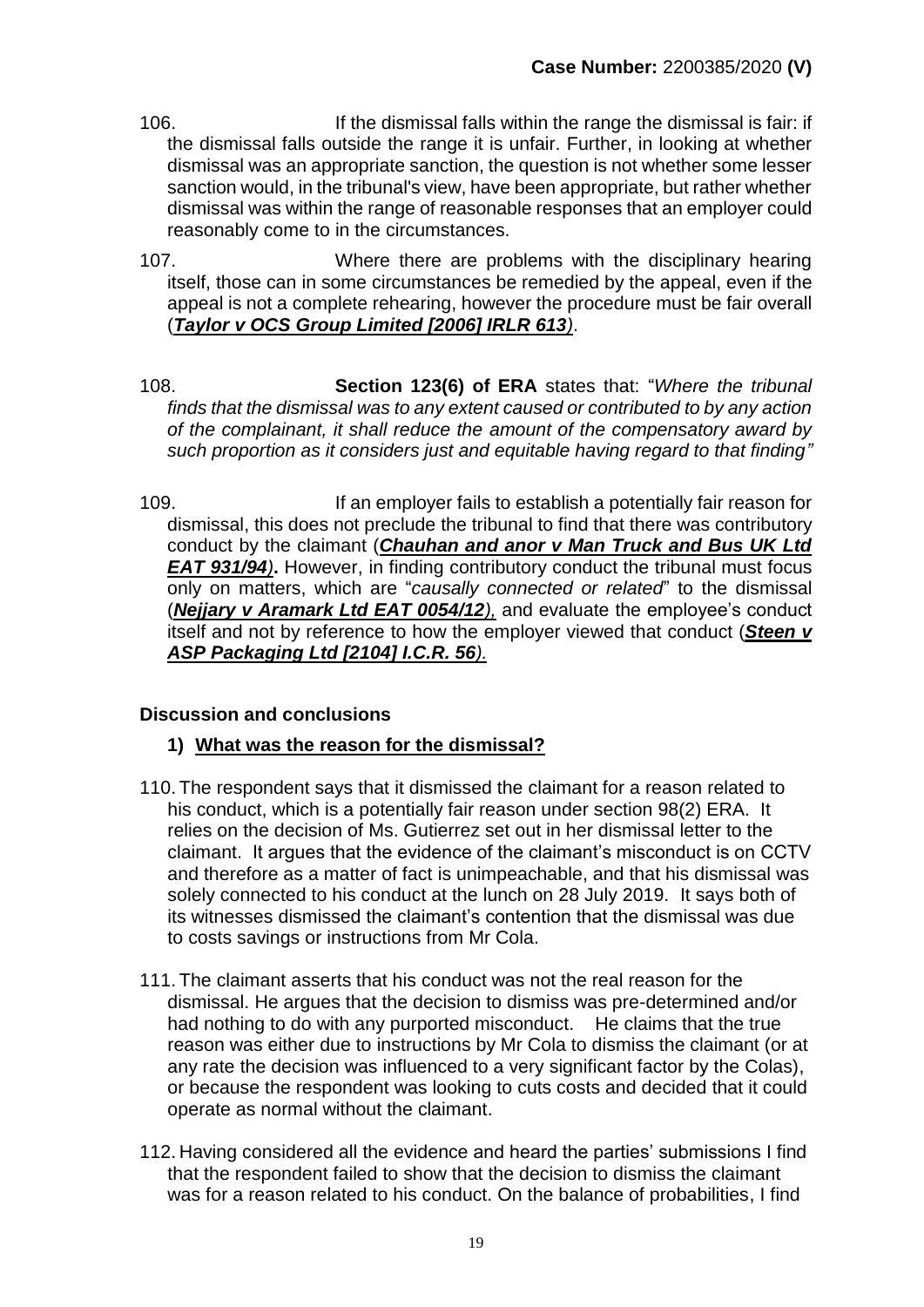106. If the dismissal falls within the range the dismissal is fair: if the dismissal falls outside the range it is unfair. Further, in looking at whether dismissal was an appropriate sanction, the question is not whether some lesser sanction would, in the tribunal's view, have been appropriate, but rather whether dismissal was within the range of reasonable responses that an employer could reasonably come to in the circumstances.

107. Where there are problems with the disciplinary hearing itself, those can in some circumstances be remedied by the appeal, even if the appeal is not a complete rehearing, however the procedure must be fair overall (***Taylor v OCS Group Limited [2006] IRLR 613***).

108. **Section 123(6) of ERA** states that: "*Where the tribunal finds that the dismissal was to any extent caused or contributed to by any action of the complainant, it shall reduce the amount of the compensatory award by such proportion as it considers just and equitable having regard to that finding"*

109. If an employer fails to establish a potentially fair reason for dismissal, this does not preclude the tribunal to find that there was contributory conduct by the claimant (***Chauhan and anor v Man Truck and Bus UK Ltd EAT 931/94***). However, in finding contributory conduct the tribunal must focus only on matters, which are "*causally connected or related*" to the dismissal (***Nejjary v Aramark Ltd EAT 0054/12***), and evaluate the employee's conduct itself and not by reference to how the employer viewed that conduct (***Steen v ASP Packaging Ltd [2104] I.C.R. 56***).

## Discussion and conclusions

### 1) What was the reason for the dismissal?

110. The respondent says that it dismissed the claimant for a reason related to his conduct, which is a potentially fair reason under section 98(2) ERA. It relies on the decision of Ms. Gutierrez set out in her dismissal letter to the claimant. It argues that the evidence of the claimant's misconduct is on CCTV and therefore as a matter of fact is unimpeachable, and that his dismissal was solely connected to his conduct at the lunch on 28 July 2019. It says both of its witnesses dismissed the claimant's contention that the dismissal was due to costs savings or instructions from Mr Cola.

111. The claimant asserts that his conduct was not the real reason for the dismissal. He argues that the decision to dismiss was pre-determined and/or had nothing to do with any purported misconduct. He claims that the true reason was either due to instructions by Mr Cola to dismiss the claimant (or at any rate the decision was influenced to a very significant factor by the Colas), or because the respondent was looking to cuts costs and decided that it could operate as normal without the claimant.

112. Having considered all the evidence and heard the parties' submissions I find that the respondent failed to show that the decision to dismiss the claimant was for a reason related to his conduct. On the balance of probabilities, I find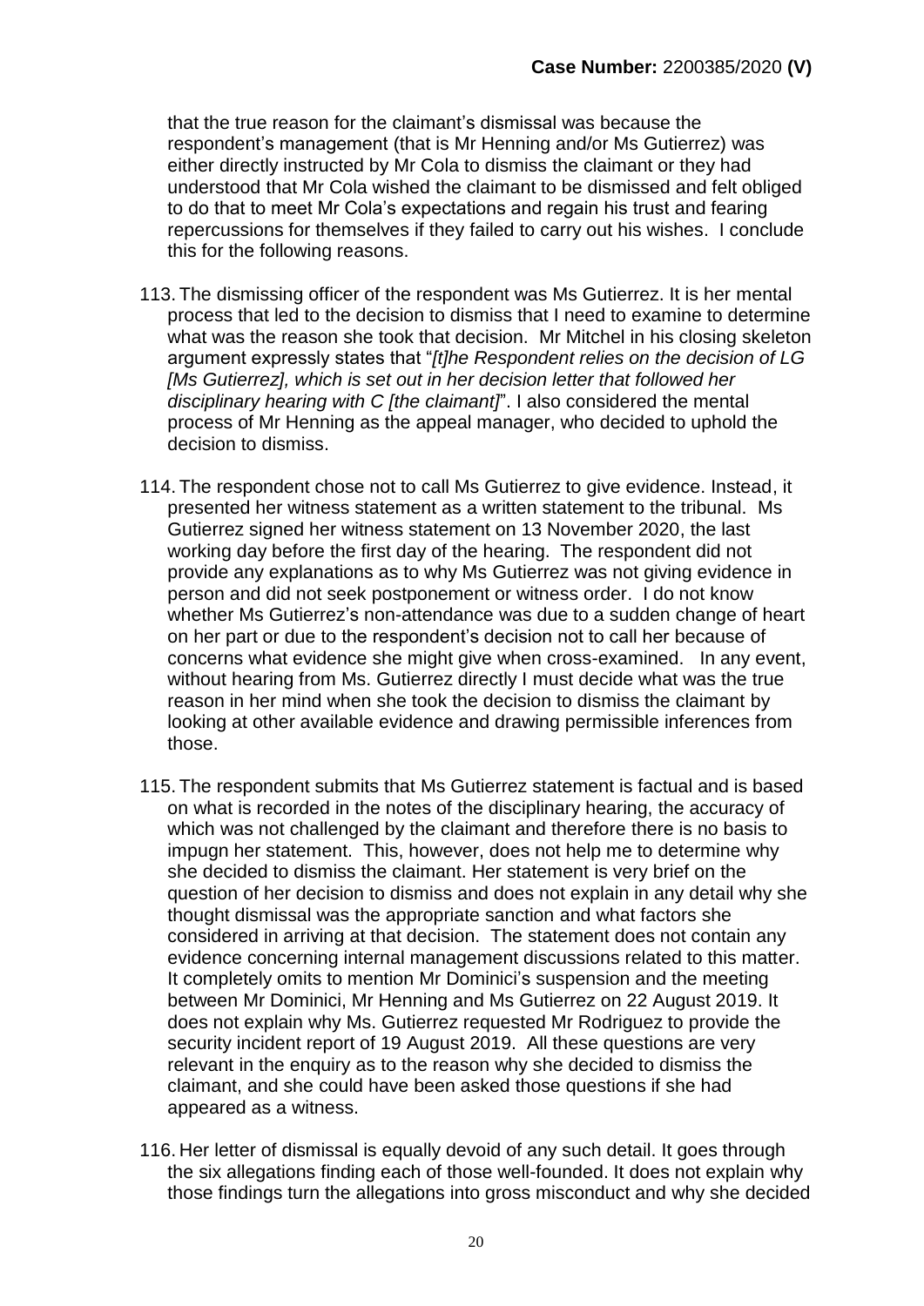that the true reason for the claimant's dismissal was because the respondent's management (that is Mr Henning and/or Ms Gutierrez) was either directly instructed by Mr Cola to dismiss the claimant or they had understood that Mr Cola wished the claimant to be dismissed and felt obliged to do that to meet Mr Cola's expectations and regain his trust and fearing repercussions for themselves if they failed to carry out his wishes. I conclude this for the following reasons.

113. The dismissing officer of the respondent was Ms Gutierrez. It is her mental process that led to the decision to dismiss that I need to examine to determine what was the reason she took that decision. Mr Mitchel in his closing skeleton argument expressly states that "*[t]he Respondent relies on the decision of LG [Ms Gutierrez], which is set out in her decision letter that followed her disciplinary hearing with C [the claimant]*". I also considered the mental process of Mr Henning as the appeal manager, who decided to uphold the decision to dismiss.

114. The respondent chose not to call Ms Gutierrez to give evidence. Instead, it presented her witness statement as a written statement to the tribunal. Ms Gutierrez signed her witness statement on 13 November 2020, the last working day before the first day of the hearing. The respondent did not provide any explanations as to why Ms Gutierrez was not giving evidence in person and did not seek postponement or witness order. I do not know whether Ms Gutierrez's non-attendance was due to a sudden change of heart on her part or due to the respondent's decision not to call her because of concerns what evidence she might give when cross-examined. In any event, without hearing from Ms. Gutierrez directly I must decide what was the true reason in her mind when she took the decision to dismiss the claimant by looking at other available evidence and drawing permissible inferences from those.

115. The respondent submits that Ms Gutierrez statement is factual and is based on what is recorded in the notes of the disciplinary hearing, the accuracy of which was not challenged by the claimant and therefore there is no basis to impugn her statement. This, however, does not help me to determine why she decided to dismiss the claimant. Her statement is very brief on the question of her decision to dismiss and does not explain in any detail why she thought dismissal was the appropriate sanction and what factors she considered in arriving at that decision. The statement does not contain any evidence concerning internal management discussions related to this matter. It completely omits to mention Mr Dominici's suspension and the meeting between Mr Dominici, Mr Henning and Ms Gutierrez on 22 August 2019. It does not explain why Ms. Gutierrez requested Mr Rodriguez to provide the security incident report of 19 August 2019. All these questions are very relevant in the enquiry as to the reason why she decided to dismiss the claimant, and she could have been asked those questions if she had appeared as a witness.

116. Her letter of dismissal is equally devoid of any such detail. It goes through the six allegations finding each of those well-founded. It does not explain why those findings turn the allegations into gross misconduct and why she decided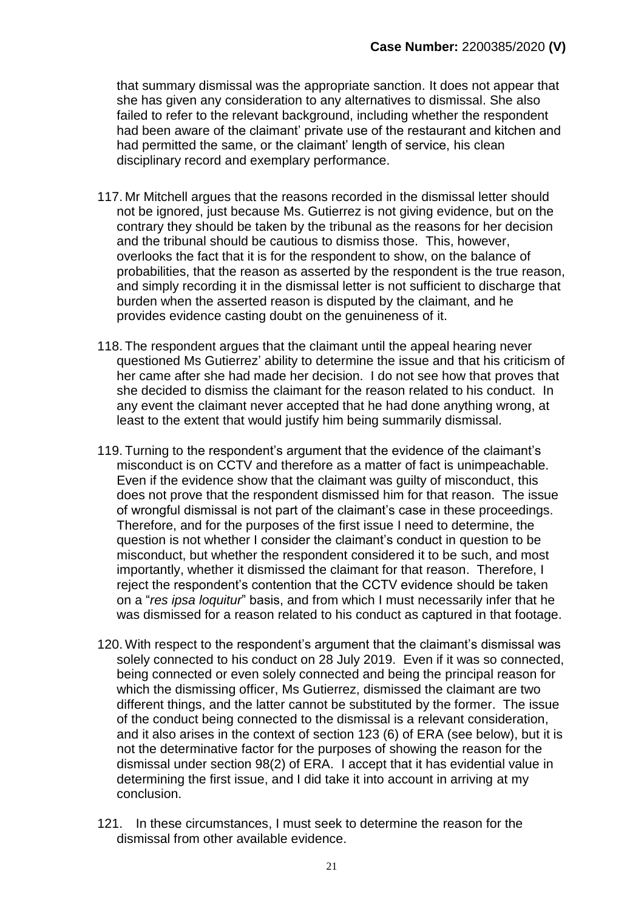that summary dismissal was the appropriate sanction. It does not appear that she has given any consideration to any alternatives to dismissal. She also failed to refer to the relevant background, including whether the respondent had been aware of the claimant' private use of the restaurant and kitchen and had permitted the same, or the claimant' length of service, his clean disciplinary record and exemplary performance.

117. Mr Mitchell argues that the reasons recorded in the dismissal letter should not be ignored, just because Ms. Gutierrez is not giving evidence, but on the contrary they should be taken by the tribunal as the reasons for her decision and the tribunal should be cautious to dismiss those. This, however, overlooks the fact that it is for the respondent to show, on the balance of probabilities, that the reason as asserted by the respondent is the true reason, and simply recording it in the dismissal letter is not sufficient to discharge that burden when the asserted reason is disputed by the claimant, and he provides evidence casting doubt on the genuineness of it.

118. The respondent argues that the claimant until the appeal hearing never questioned Ms Gutierrez' ability to determine the issue and that his criticism of her came after she had made her decision. I do not see how that proves that she decided to dismiss the claimant for the reason related to his conduct. In any event the claimant never accepted that he had done anything wrong, at least to the extent that would justify him being summarily dismissal.

119. Turning to the respondent's argument that the evidence of the claimant's misconduct is on CCTV and therefore as a matter of fact is unimpeachable. Even if the evidence show that the claimant was guilty of misconduct, this does not prove that the respondent dismissed him for that reason. The issue of wrongful dismissal is not part of the claimant's case in these proceedings. Therefore, and for the purposes of the first issue I need to determine, the question is not whether I consider the claimant's conduct in question to be misconduct, but whether the respondent considered it to be such, and most importantly, whether it dismissed the claimant for that reason. Therefore, I reject the respondent's contention that the CCTV evidence should be taken on a "*res ipsa loquitur*" basis, and from which I must necessarily infer that he was dismissed for a reason related to his conduct as captured in that footage.

120. With respect to the respondent's argument that the claimant's dismissal was solely connected to his conduct on 28 July 2019. Even if it was so connected, being connected or even solely connected and being the principal reason for which the dismissing officer, Ms Gutierrez, dismissed the claimant are two different things, and the latter cannot be substituted by the former. The issue of the conduct being connected to the dismissal is a relevant consideration, and it also arises in the context of section 123 (6) of ERA (see below), but it is not the determinative factor for the purposes of showing the reason for the dismissal under section 98(2) of ERA. I accept that it has evidential value in determining the first issue, and I did take it into account in arriving at my conclusion.

121. In these circumstances, I must seek to determine the reason for the dismissal from other available evidence.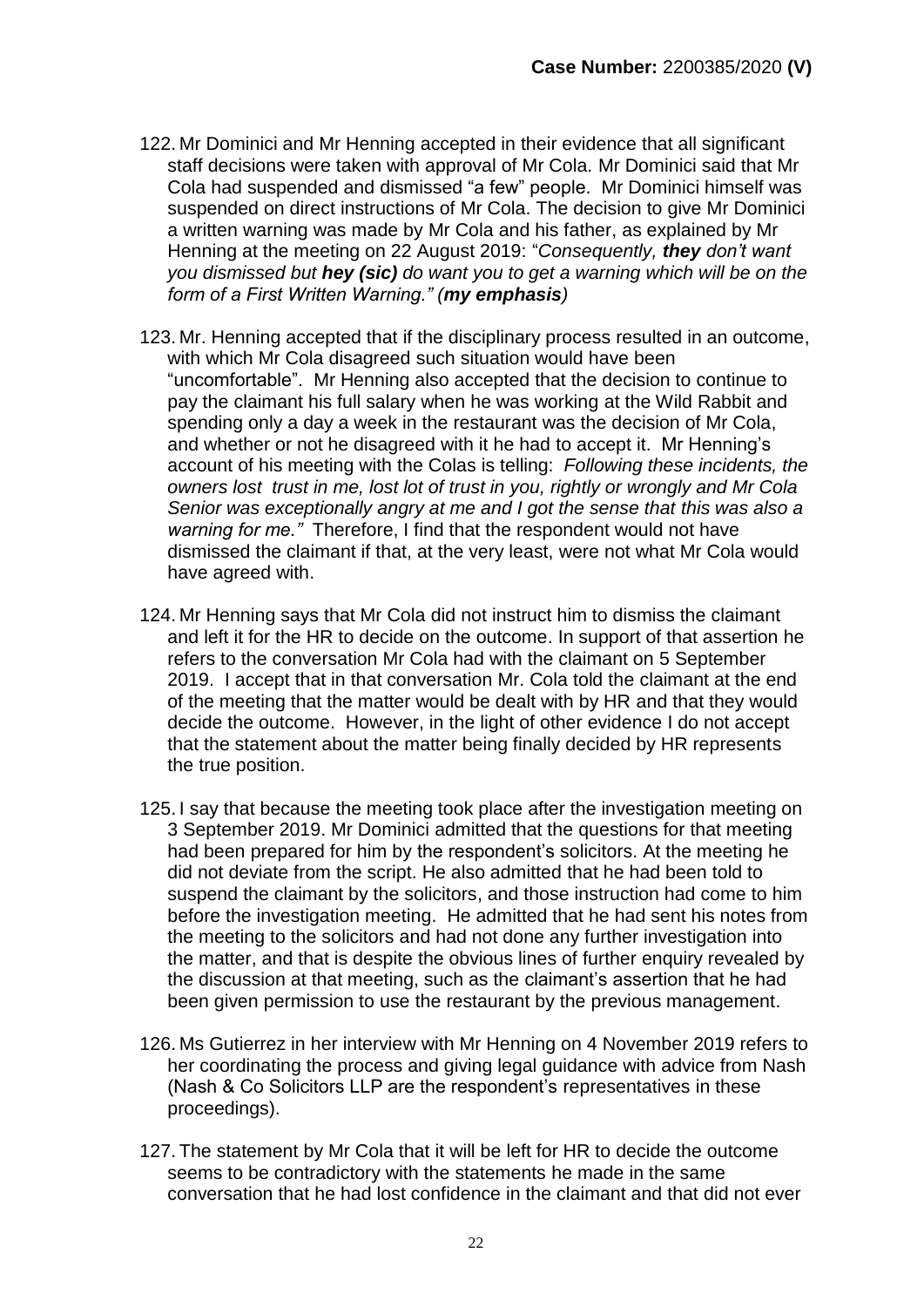122. Mr Dominici and Mr Henning accepted in their evidence that all significant staff decisions were taken with approval of Mr Cola. Mr Dominici said that Mr Cola had suspended and dismissed "a few" people. Mr Dominici himself was suspended on direct instructions of Mr Cola. The decision to give Mr Dominici a written warning was made by Mr Cola and his father, as explained by Mr Henning at the meeting on 22 August 2019: "*Consequently, **they** don't want you dismissed but **hey (sic)** do want you to get a warning which will be on the form of a First Written Warning." (**my emphasis**)*

123. Mr. Henning accepted that if the disciplinary process resulted in an outcome, with which Mr Cola disagreed such situation would have been "uncomfortable". Mr Henning also accepted that the decision to continue to pay the claimant his full salary when he was working at the Wild Rabbit and spending only a day a week in the restaurant was the decision of Mr Cola, and whether or not he disagreed with it he had to accept it. Mr Henning's account of his meeting with the Colas is telling: *Following these incidents, the owners lost trust in me, lost lot of trust in you, rightly or wrongly and Mr Cola Senior was exceptionally angry at me and I got the sense that this was also a warning for me."* Therefore, I find that the respondent would not have dismissed the claimant if that, at the very least, were not what Mr Cola would have agreed with.

124. Mr Henning says that Mr Cola did not instruct him to dismiss the claimant and left it for the HR to decide on the outcome. In support of that assertion he refers to the conversation Mr Cola had with the claimant on 5 September 2019. I accept that in that conversation Mr. Cola told the claimant at the end of the meeting that the matter would be dealt with by HR and that they would decide the outcome. However, in the light of other evidence I do not accept that the statement about the matter being finally decided by HR represents the true position.

125. I say that because the meeting took place after the investigation meeting on 3 September 2019. Mr Dominici admitted that the questions for that meeting had been prepared for him by the respondent's solicitors. At the meeting he did not deviate from the script. He also admitted that he had been told to suspend the claimant by the solicitors, and those instruction had come to him before the investigation meeting. He admitted that he had sent his notes from the meeting to the solicitors and had not done any further investigation into the matter, and that is despite the obvious lines of further enquiry revealed by the discussion at that meeting, such as the claimant's assertion that he had been given permission to use the restaurant by the previous management.

126. Ms Gutierrez in her interview with Mr Henning on 4 November 2019 refers to her coordinating the process and giving legal guidance with advice from Nash (Nash & Co Solicitors LLP are the respondent's representatives in these proceedings).

127. The statement by Mr Cola that it will be left for HR to decide the outcome seems to be contradictory with the statements he made in the same conversation that he had lost confidence in the claimant and that did not ever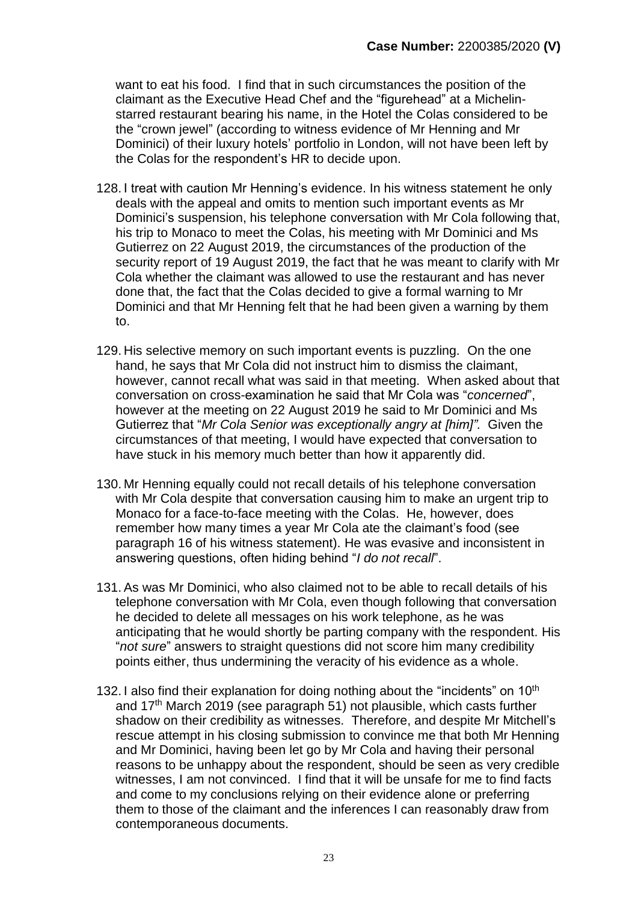want to eat his food. I find that in such circumstances the position of the claimant as the Executive Head Chef and the "figurehead" at a Michelin-starred restaurant bearing his name, in the Hotel the Colas considered to be the "crown jewel" (according to witness evidence of Mr Henning and Mr Dominici) of their luxury hotels' portfolio in London, will not have been left by the Colas for the respondent's HR to decide upon.

128. I treat with caution Mr Henning's evidence. In his witness statement he only deals with the appeal and omits to mention such important events as Mr Dominici's suspension, his telephone conversation with Mr Cola following that, his trip to Monaco to meet the Colas, his meeting with Mr Dominici and Ms Gutierrez on 22 August 2019, the circumstances of the production of the security report of 19 August 2019, the fact that he was meant to clarify with Mr Cola whether the claimant was allowed to use the restaurant and has never done that, the fact that the Colas decided to give a formal warning to Mr Dominici and that Mr Henning felt that he had been given a warning by them to.

129. His selective memory on such important events is puzzling. On the one hand, he says that Mr Cola did not instruct him to dismiss the claimant, however, cannot recall what was said in that meeting. When asked about that conversation on cross-examination he said that Mr Cola was "*concerned*", however at the meeting on 22 August 2019 he said to Mr Dominici and Ms Gutierrez that "*Mr Cola Senior was exceptionally angry at [him]".* Given the circumstances of that meeting, I would have expected that conversation to have stuck in his memory much better than how it apparently did.

130. Mr Henning equally could not recall details of his telephone conversation with Mr Cola despite that conversation causing him to make an urgent trip to Monaco for a face-to-face meeting with the Colas. He, however, does remember how many times a year Mr Cola ate the claimant's food (see paragraph 16 of his witness statement). He was evasive and inconsistent in answering questions, often hiding behind "*I do not recall*".

131. As was Mr Dominici, who also claimed not to be able to recall details of his telephone conversation with Mr Cola, even though following that conversation he decided to delete all messages on his work telephone, as he was anticipating that he would shortly be parting company with the respondent. His "*not sure*" answers to straight questions did not score him many credibility points either, thus undermining the veracity of his evidence as a whole.

132. I also find their explanation for doing nothing about the "incidents" on 10th and 17th March 2019 (see paragraph 51) not plausible, which casts further shadow on their credibility as witnesses. Therefore, and despite Mr Mitchell's rescue attempt in his closing submission to convince me that both Mr Henning and Mr Dominici, having been let go by Mr Cola and having their personal reasons to be unhappy about the respondent, should be seen as very credible witnesses, I am not convinced. I find that it will be unsafe for me to find facts and come to my conclusions relying on their evidence alone or preferring them to those of the claimant and the inferences I can reasonably draw from contemporaneous documents.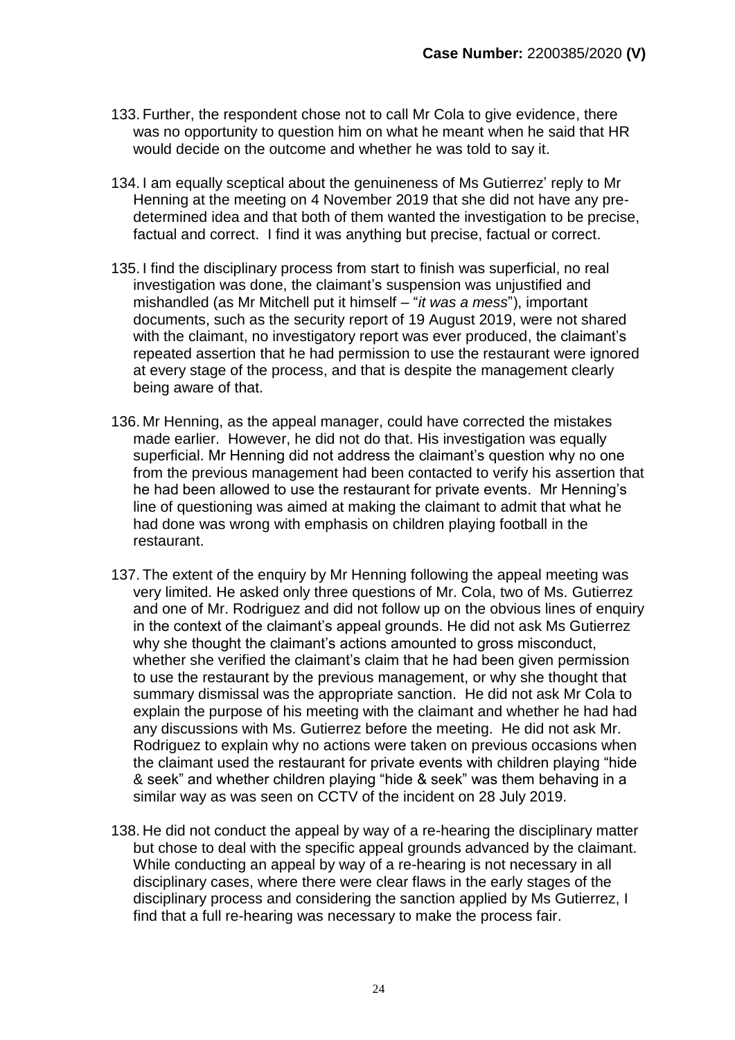133. Further, the respondent chose not to call Mr Cola to give evidence, there was no opportunity to question him on what he meant when he said that HR would decide on the outcome and whether he was told to say it.

134. I am equally sceptical about the genuineness of Ms Gutierrez' reply to Mr Henning at the meeting on 4 November 2019 that she did not have any pre-determined idea and that both of them wanted the investigation to be precise, factual and correct. I find it was anything but precise, factual or correct.

135. I find the disciplinary process from start to finish was superficial, no real investigation was done, the claimant's suspension was unjustified and mishandled (as Mr Mitchell put it himself – "*it was a mess*"), important documents, such as the security report of 19 August 2019, were not shared with the claimant, no investigatory report was ever produced, the claimant's repeated assertion that he had permission to use the restaurant were ignored at every stage of the process, and that is despite the management clearly being aware of that.

136. Mr Henning, as the appeal manager, could have corrected the mistakes made earlier. However, he did not do that. His investigation was equally superficial. Mr Henning did not address the claimant's question why no one from the previous management had been contacted to verify his assertion that he had been allowed to use the restaurant for private events. Mr Henning's line of questioning was aimed at making the claimant to admit that what he had done was wrong with emphasis on children playing football in the restaurant.

137. The extent of the enquiry by Mr Henning following the appeal meeting was very limited. He asked only three questions of Mr. Cola, two of Ms. Gutierrez and one of Mr. Rodriguez and did not follow up on the obvious lines of enquiry in the context of the claimant's appeal grounds. He did not ask Ms Gutierrez why she thought the claimant's actions amounted to gross misconduct, whether she verified the claimant's claim that he had been given permission to use the restaurant by the previous management, or why she thought that summary dismissal was the appropriate sanction. He did not ask Mr Cola to explain the purpose of his meeting with the claimant and whether he had had any discussions with Ms. Gutierrez before the meeting. He did not ask Mr. Rodriguez to explain why no actions were taken on previous occasions when the claimant used the restaurant for private events with children playing "hide & seek" and whether children playing "hide & seek" was them behaving in a similar way as was seen on CCTV of the incident on 28 July 2019.

138. He did not conduct the appeal by way of a re-hearing the disciplinary matter but chose to deal with the specific appeal grounds advanced by the claimant. While conducting an appeal by way of a re-hearing is not necessary in all disciplinary cases, where there were clear flaws in the early stages of the disciplinary process and considering the sanction applied by Ms Gutierrez, I find that a full re-hearing was necessary to make the process fair.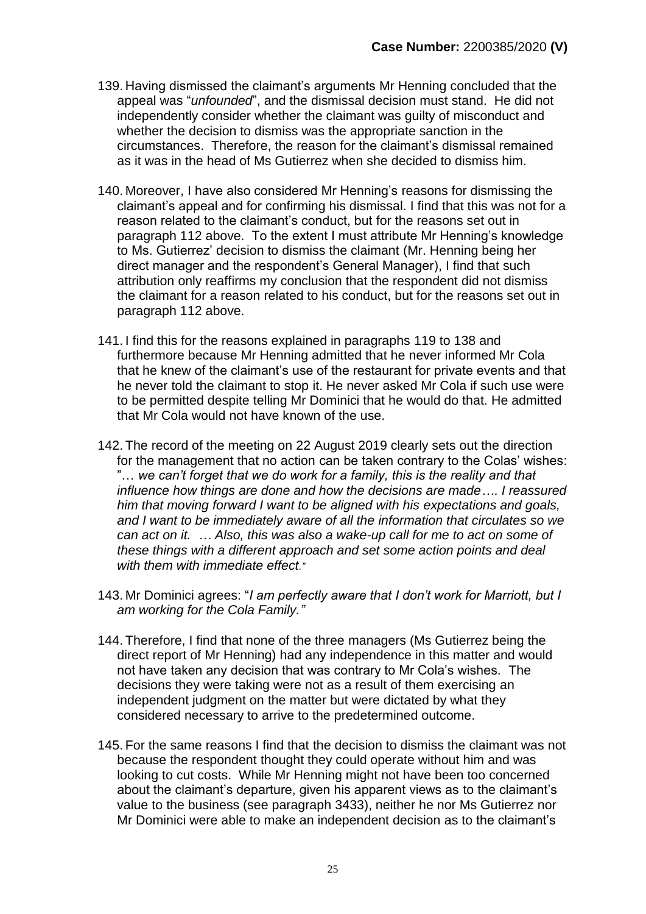139. Having dismissed the claimant's arguments Mr Henning concluded that the appeal was "*unfounded*", and the dismissal decision must stand. He did not independently consider whether the claimant was guilty of misconduct and whether the decision to dismiss was the appropriate sanction in the circumstances. Therefore, the reason for the claimant's dismissal remained as it was in the head of Ms Gutierrez when she decided to dismiss him.

140. Moreover, I have also considered Mr Henning's reasons for dismissing the claimant's appeal and for confirming his dismissal. I find that this was not for a reason related to the claimant's conduct, but for the reasons set out in paragraph 112 above. To the extent I must attribute Mr Henning's knowledge to Ms. Gutierrez' decision to dismiss the claimant (Mr. Henning being her direct manager and the respondent's General Manager), I find that such attribution only reaffirms my conclusion that the respondent did not dismiss the claimant for a reason related to his conduct, but for the reasons set out in paragraph 112 above.

141. I find this for the reasons explained in paragraphs 119 to 138 and furthermore because Mr Henning admitted that he never informed Mr Cola that he knew of the claimant's use of the restaurant for private events and that he never told the claimant to stop it. He never asked Mr Cola if such use were to be permitted despite telling Mr Dominici that he would do that. He admitted that Mr Cola would not have known of the use.

142. The record of the meeting on 22 August 2019 clearly sets out the direction for the management that no action can be taken contrary to the Colas' wishes: "*… we can't forget that we do work for a family, this is the reality and that influence how things are done and how the decisions are made…. I reassured him that moving forward I want to be aligned with his expectations and goals, and I want to be immediately aware of all the information that circulates so we can act on it. … Also, this was also a wake-up call for me to act on some of these things with a different approach and set some action points and deal with them with immediate effect.*"

143. Mr Dominici agrees: "*I am perfectly aware that I don't work for Marriott, but I am working for the Cola Family.*"

144. Therefore, I find that none of the three managers (Ms Gutierrez being the direct report of Mr Henning) had any independence in this matter and would not have taken any decision that was contrary to Mr Cola's wishes. The decisions they were taking were not as a result of them exercising an independent judgment on the matter but were dictated by what they considered necessary to arrive to the predetermined outcome.

145. For the same reasons I find that the decision to dismiss the claimant was not because the respondent thought they could operate without him and was looking to cut costs. While Mr Henning might not have been too concerned about the claimant's departure, given his apparent views as to the claimant's value to the business (see paragraph 3433), neither he nor Ms Gutierrez nor Mr Dominici were able to make an independent decision as to the claimant's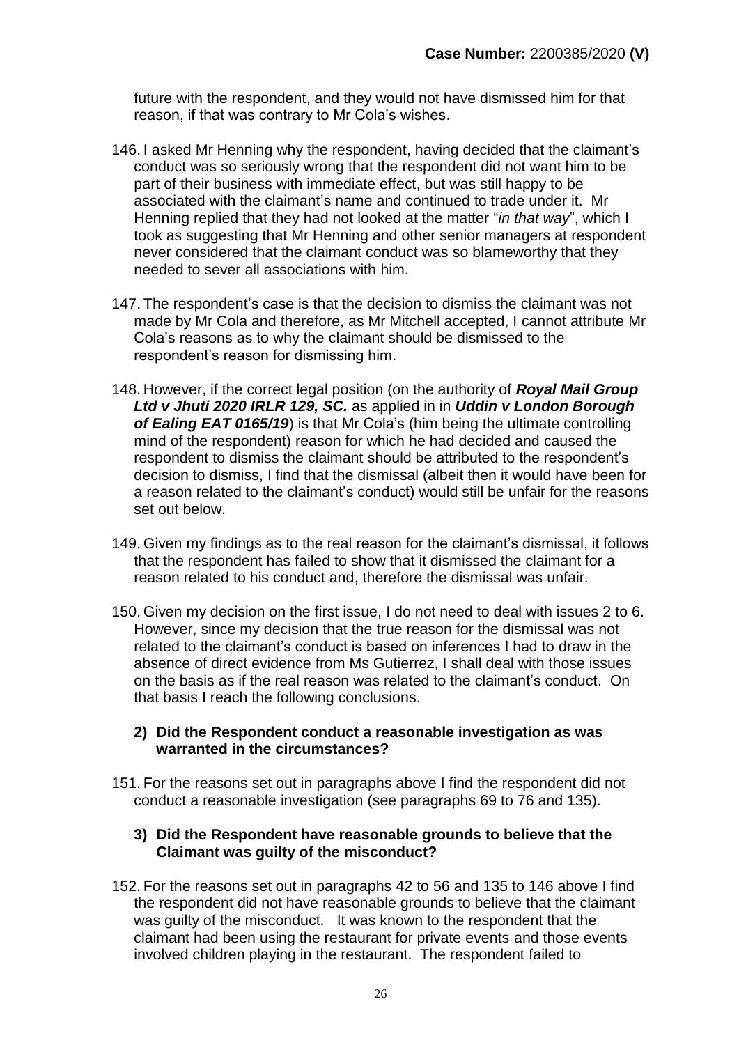future with the respondent, and they would not have dismissed him for that reason, if that was contrary to Mr Cola's wishes.

146. I asked Mr Henning why the respondent, having decided that the claimant's conduct was so seriously wrong that the respondent did not want him to be part of their business with immediate effect, but was still happy to be associated with the claimant's name and continued to trade under it. Mr Henning replied that they had not looked at the matter "*in that way*", which I took as suggesting that Mr Henning and other senior managers at respondent never considered that the claimant conduct was so blameworthy that they needed to sever all associations with him.

147. The respondent's case is that the decision to dismiss the claimant was not made by Mr Cola and therefore, as Mr Mitchell accepted, I cannot attribute Mr Cola's reasons as to why the claimant should be dismissed to the respondent's reason for dismissing him.

148. However, if the correct legal position (on the authority of ***Royal Mail Group Ltd v Jhuti 2020 IRLR 129, SC.*** as applied in in ***Uddin v London Borough of Ealing EAT 0165/19***) is that Mr Cola's (him being the ultimate controlling mind of the respondent) reason for which he had decided and caused the respondent to dismiss the claimant should be attributed to the respondent's decision to dismiss, I find that the dismissal (albeit then it would have been for a reason related to the claimant's conduct) would still be unfair for the reasons set out below.

149. Given my findings as to the real reason for the claimant's dismissal, it follows that the respondent has failed to show that it dismissed the claimant for a reason related to his conduct and, therefore the dismissal was unfair.

150. Given my decision on the first issue, I do not need to deal with issues 2 to 6. However, since my decision that the true reason for the dismissal was not related to the claimant's conduct is based on inferences I had to draw in the absence of direct evidence from Ms Gutierrez, I shall deal with those issues on the basis as if the real reason was related to the claimant's conduct. On that basis I reach the following conclusions.

**2) Did the Respondent conduct a reasonable investigation as was warranted in the circumstances?**

151. For the reasons set out in paragraphs above I find the respondent did not conduct a reasonable investigation (see paragraphs 69 to 76 and 135).

**3) Did the Respondent have reasonable grounds to believe that the Claimant was guilty of the misconduct?**

152. For the reasons set out in paragraphs 42 to 56 and 135 to 146 above I find the respondent did not have reasonable grounds to believe that the claimant was guilty of the misconduct. It was known to the respondent that the claimant had been using the restaurant for private events and those events involved children playing in the restaurant. The respondent failed to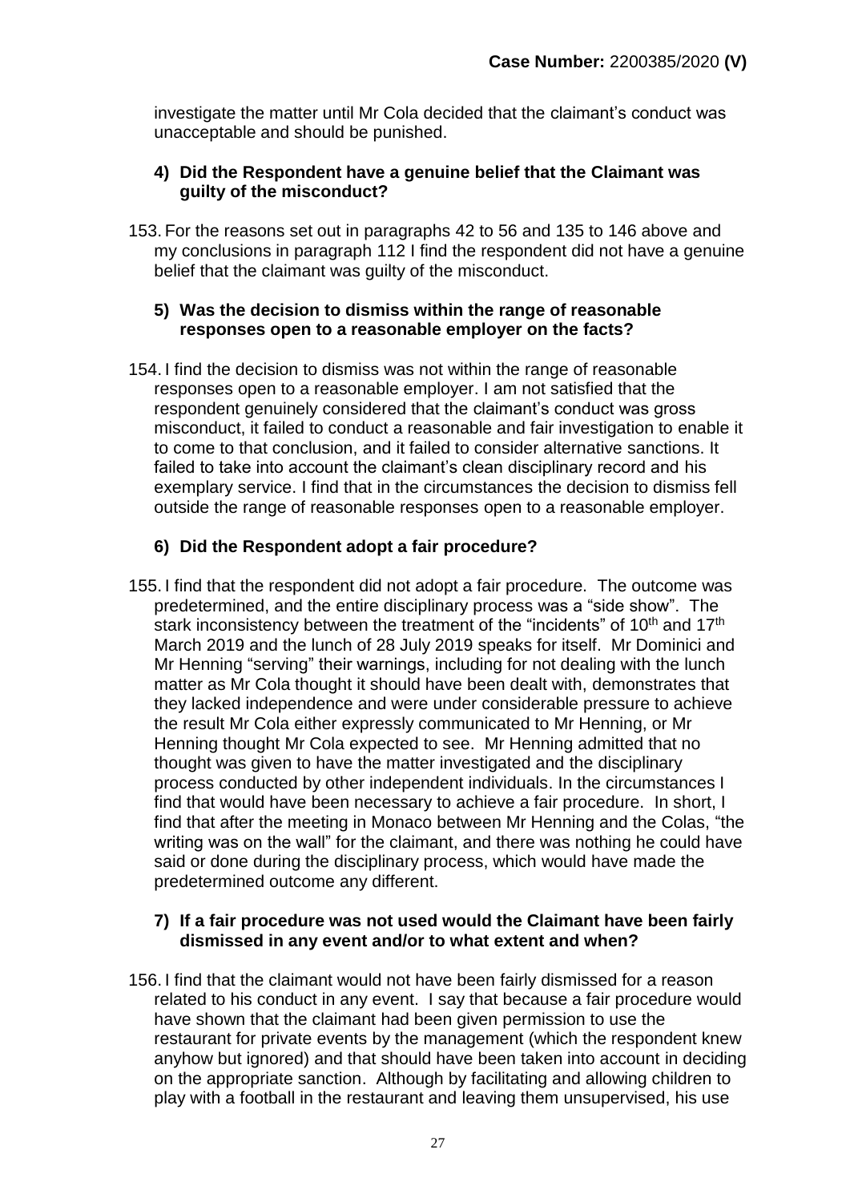investigate the matter until Mr Cola decided that the claimant's conduct was unacceptable and should be punished.

**4) Did the Respondent have a genuine belief that the Claimant was guilty of the misconduct?**

153. For the reasons set out in paragraphs 42 to 56 and 135 to 146 above and my conclusions in paragraph 112 I find the respondent did not have a genuine belief that the claimant was guilty of the misconduct.

**5) Was the decision to dismiss within the range of reasonable responses open to a reasonable employer on the facts?**

154. I find the decision to dismiss was not within the range of reasonable responses open to a reasonable employer. I am not satisfied that the respondent genuinely considered that the claimant's conduct was gross misconduct, it failed to conduct a reasonable and fair investigation to enable it to come to that conclusion, and it failed to consider alternative sanctions. It failed to take into account the claimant's clean disciplinary record and his exemplary service. I find that in the circumstances the decision to dismiss fell outside the range of reasonable responses open to a reasonable employer.

**6) Did the Respondent adopt a fair procedure?**

155. I find that the respondent did not adopt a fair procedure. The outcome was predetermined, and the entire disciplinary process was a "side show". The stark inconsistency between the treatment of the "incidents" of 10th and 17th March 2019 and the lunch of 28 July 2019 speaks for itself. Mr Dominici and Mr Henning "serving" their warnings, including for not dealing with the lunch matter as Mr Cola thought it should have been dealt with, demonstrates that they lacked independence and were under considerable pressure to achieve the result Mr Cola either expressly communicated to Mr Henning, or Mr Henning thought Mr Cola expected to see. Mr Henning admitted that no thought was given to have the matter investigated and the disciplinary process conducted by other independent individuals. In the circumstances I find that would have been necessary to achieve a fair procedure. In short, I find that after the meeting in Monaco between Mr Henning and the Colas, "the writing was on the wall" for the claimant, and there was nothing he could have said or done during the disciplinary process, which would have made the predetermined outcome any different.

**7) If a fair procedure was not used would the Claimant have been fairly dismissed in any event and/or to what extent and when?**

156. I find that the claimant would not have been fairly dismissed for a reason related to his conduct in any event. I say that because a fair procedure would have shown that the claimant had been given permission to use the restaurant for private events by the management (which the respondent knew anyhow but ignored) and that should have been taken into account in deciding on the appropriate sanction. Although by facilitating and allowing children to play with a football in the restaurant and leaving them unsupervised, his use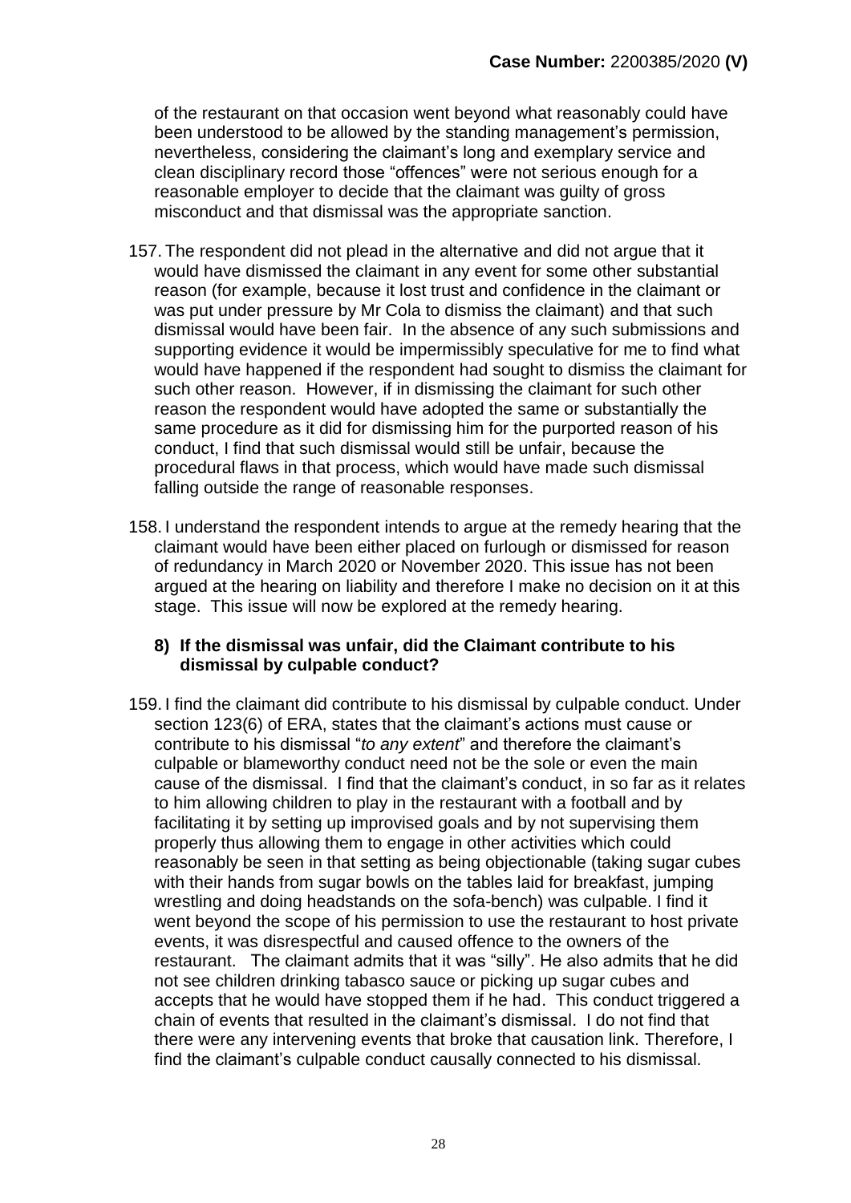of the restaurant on that occasion went beyond what reasonably could have been understood to be allowed by the standing management's permission, nevertheless, considering the claimant's long and exemplary service and clean disciplinary record those "offences" were not serious enough for a reasonable employer to decide that the claimant was guilty of gross misconduct and that dismissal was the appropriate sanction.

157. The respondent did not plead in the alternative and did not argue that it would have dismissed the claimant in any event for some other substantial reason (for example, because it lost trust and confidence in the claimant or was put under pressure by Mr Cola to dismiss the claimant) and that such dismissal would have been fair. In the absence of any such submissions and supporting evidence it would be impermissibly speculative for me to find what would have happened if the respondent had sought to dismiss the claimant for such other reason. However, if in dismissing the claimant for such other reason the respondent would have adopted the same or substantially the same procedure as it did for dismissing him for the purported reason of his conduct, I find that such dismissal would still be unfair, because the procedural flaws in that process, which would have made such dismissal falling outside the range of reasonable responses.

158. I understand the respondent intends to argue at the remedy hearing that the claimant would have been either placed on furlough or dismissed for reason of redundancy in March 2020 or November 2020. This issue has not been argued at the hearing on liability and therefore I make no decision on it at this stage. This issue will now be explored at the remedy hearing.

### 8) If the dismissal was unfair, did the Claimant contribute to his dismissal by culpable conduct?

159. I find the claimant did contribute to his dismissal by culpable conduct. Under section 123(6) of ERA, states that the claimant's actions must cause or contribute to his dismissal "*to any extent*" and therefore the claimant's culpable or blameworthy conduct need not be the sole or even the main cause of the dismissal. I find that the claimant's conduct, in so far as it relates to him allowing children to play in the restaurant with a football and by facilitating it by setting up improvised goals and by not supervising them properly thus allowing them to engage in other activities which could reasonably be seen in that setting as being objectionable (taking sugar cubes with their hands from sugar bowls on the tables laid for breakfast, jumping wrestling and doing headstands on the sofa-bench) was culpable. I find it went beyond the scope of his permission to use the restaurant to host private events, it was disrespectful and caused offence to the owners of the restaurant. The claimant admits that it was "silly". He also admits that he did not see children drinking tabasco sauce or picking up sugar cubes and accepts that he would have stopped them if he had. This conduct triggered a chain of events that resulted in the claimant's dismissal. I do not find that there were any intervening events that broke that causation link. Therefore, I find the claimant's culpable conduct causally connected to his dismissal.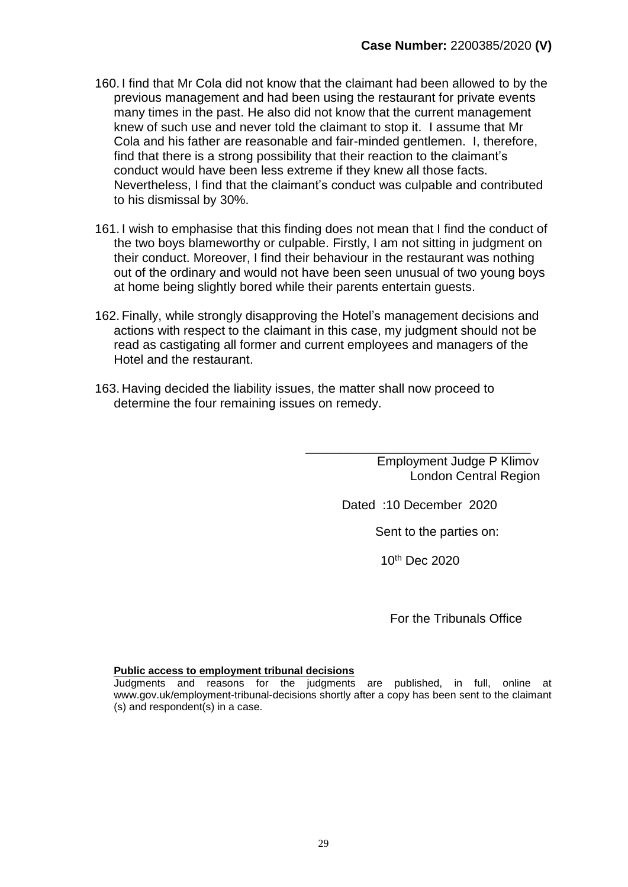160. I find that Mr Cola did not know that the claimant had been allowed to by the previous management and had been using the restaurant for private events many times in the past. He also did not know that the current management knew of such use and never told the claimant to stop it. I assume that Mr Cola and his father are reasonable and fair-minded gentlemen. I, therefore, find that there is a strong possibility that their reaction to the claimant's conduct would have been less extreme if they knew all those facts. Nevertheless, I find that the claimant's conduct was culpable and contributed to his dismissal by 30%.

161. I wish to emphasise that this finding does not mean that I find the conduct of the two boys blameworthy or culpable. Firstly, I am not sitting in judgment on their conduct. Moreover, I find their behaviour in the restaurant was nothing out of the ordinary and would not have been seen unusual of two young boys at home being slightly bored while their parents entertain guests.

162. Finally, while strongly disapproving the Hotel's management decisions and actions with respect to the claimant in this case, my judgment should not be read as castigating all former and current employees and managers of the Hotel and the restaurant.

163. Having decided the liability issues, the matter shall now proceed to determine the four remaining issues on remedy.

\_\_\_\_\_\_\_\_\_\_\_\_\_\_\_\_\_\_\_\_\_\_\_\_\_\_\_\_\_\_\_\_

Employment Judge P Klimov
London Central Region

Dated :10 December 2020

Sent to the parties on:

10th Dec 2020

For the Tribunals Office

**Public access to employment tribunal decisions**

Judgments and reasons for the judgments are published, in full, online at www.gov.uk/employment-tribunal-decisions shortly after a copy has been sent to the claimant (s) and respondent(s) in a case.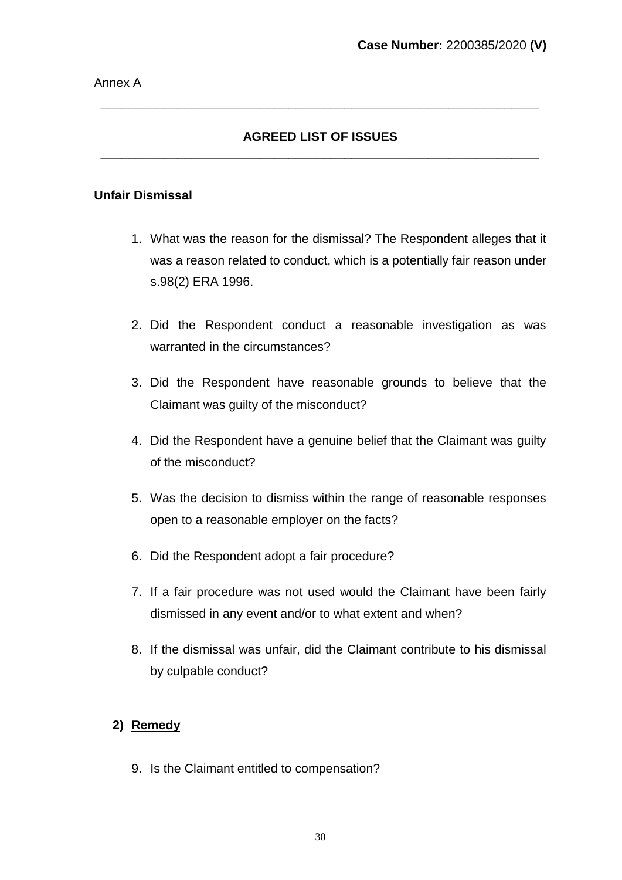**Case Number:** 2200385/2020 **(V)**

Annex A

---

## AGREED LIST OF ISSUES

---

**Unfair Dismissal**

1. What was the reason for the dismissal? The Respondent alleges that it was a reason related to conduct, which is a potentially fair reason under s.98(2) ERA 1996.

2. Did the Respondent conduct a reasonable investigation as was warranted in the circumstances?

3. Did the Respondent have reasonable grounds to believe that the Claimant was guilty of the misconduct?

4. Did the Respondent have a genuine belief that the Claimant was guilty of the misconduct?

5. Was the decision to dismiss within the range of reasonable responses open to a reasonable employer on the facts?

6. Did the Respondent adopt a fair procedure?

7. If a fair procedure was not used would the Claimant have been fairly dismissed in any event and/or to what extent and when?

8. If the dismissal was unfair, did the Claimant contribute to his dismissal by culpable conduct?

**2) <u>Remedy</u>**

9. Is the Claimant entitled to compensation?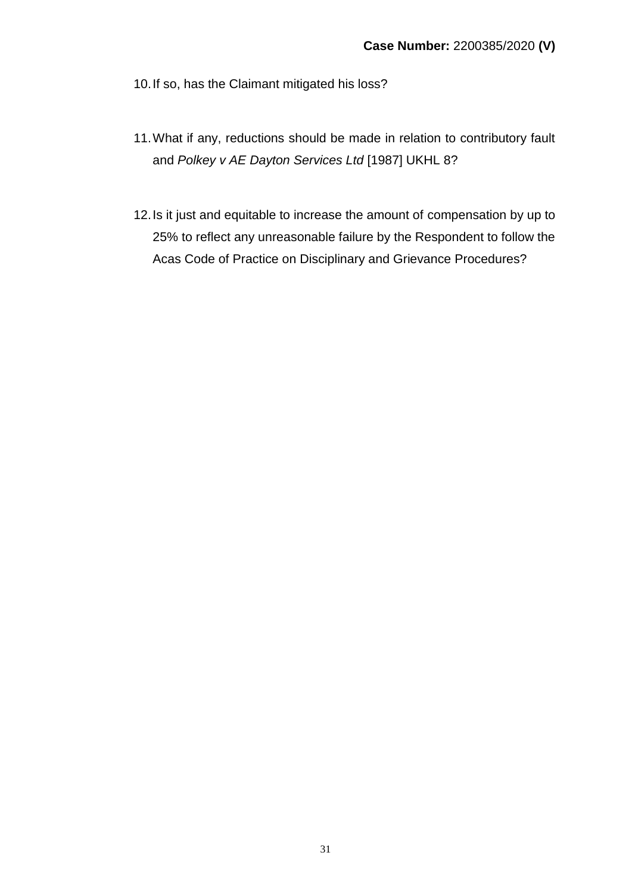10. If so, has the Claimant mitigated his loss?

11. What if any, reductions should be made in relation to contributory fault and *Polkey v AE Dayton Services Ltd* [1987] UKHL 8?

12. Is it just and equitable to increase the amount of compensation by up to 25% to reflect any unreasonable failure by the Respondent to follow the Acas Code of Practice on Disciplinary and Grievance Procedures?